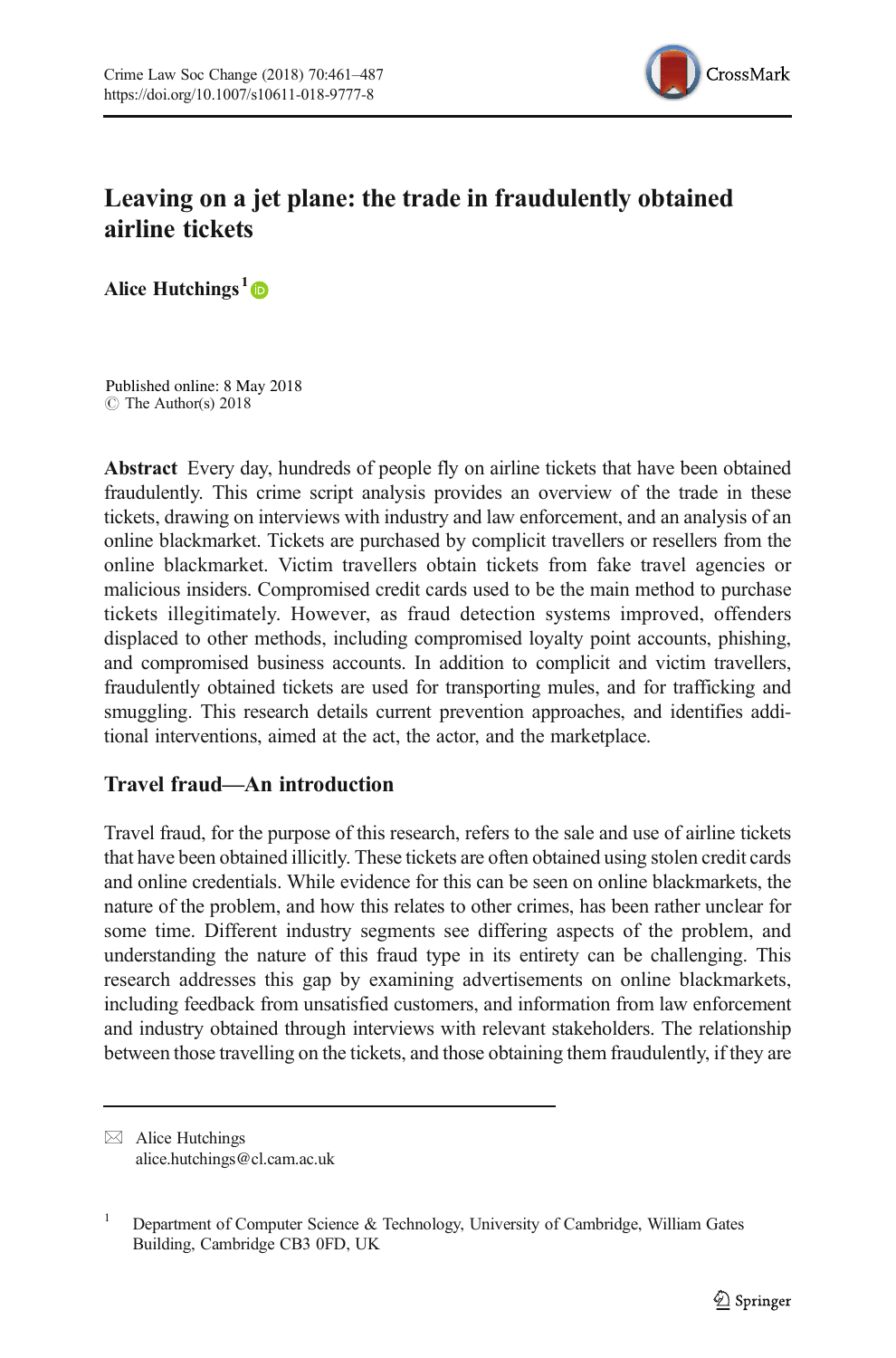# Leaving on a jet plane: the trade in fraudulently obtained airline tickets

**Alice Hutchings**[1]

Published online: 8 May 2018
© The Author(s) 2018

**Abstract** Every day, hundreds of people fly on airline tickets that have been obtained fraudulently. This crime script analysis provides an overview of the trade in these tickets, drawing on interviews with industry and law enforcement, and an analysis of an online blackmarket. Tickets are purchased by complicit travellers or resellers from the online blackmarket. Victim travellers obtain tickets from fake travel agencies or malicious insiders. Compromised credit cards used to be the main method to purchase tickets illegitimately. However, as fraud detection systems improved, offenders displaced to other methods, including compromised loyalty point accounts, phishing, and compromised business accounts. In addition to complicit and victim travellers, fraudulently obtained tickets are used for transporting mules, and for trafficking and smuggling. This research details current prevention approaches, and identifies additional interventions, aimed at the act, the actor, and the marketplace.

## Travel fraud—An introduction

Travel fraud, for the purpose of this research, refers to the sale and use of airline tickets that have been obtained illicitly. These tickets are often obtained using stolen credit cards and online credentials. While evidence for this can be seen on online blackmarkets, the nature of the problem, and how this relates to other crimes, has been rather unclear for some time. Different industry segments see differing aspects of the problem, and understanding the nature of this fraud type in its entirety can be challenging. This research addresses this gap by examining advertisements on online blackmarkets, including feedback from unsatisfied customers, and information from law enforcement and industry obtained through interviews with relevant stakeholders. The relationship between those travelling on the tickets, and those obtaining them fraudulently, if they are

---

✉ Alice Hutchings
alice.hutchings@cl.cam.ac.uk

[1] Department of Computer Science & Technology, University of Cambridge, William Gates Building, Cambridge CB3 0FD, UK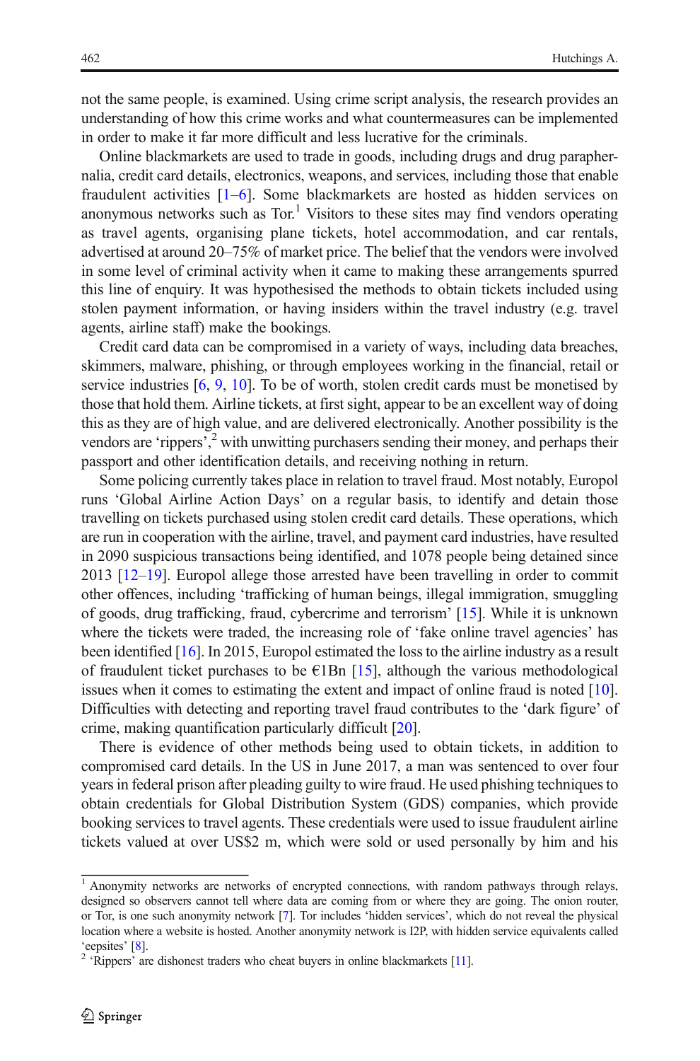not the same people, is examined. Using crime script analysis, the research provides an understanding of how this crime works and what countermeasures can be implemented in order to make it far more difficult and less lucrative for the criminals.

Online blackmarkets are used to trade in goods, including drugs and drug paraphernalia, credit card details, electronics, weapons, and services, including those that enable fraudulent activities [1–6]. Some blackmarkets are hosted as hidden services on anonymous networks such as Tor.[1] Visitors to these sites may find vendors operating as travel agents, organising plane tickets, hotel accommodation, and car rentals, advertised at around 20–75% of market price. The belief that the vendors were involved in some level of criminal activity when it came to making these arrangements spurred this line of enquiry. It was hypothesised the methods to obtain tickets included using stolen payment information, or having insiders within the travel industry (e.g. travel agents, airline staff) make the bookings.

Credit card data can be compromised in a variety of ways, including data breaches, skimmers, malware, phishing, or through employees working in the financial, retail or service industries [6, 9, 10]. To be of worth, stolen credit cards must be monetised by those that hold them. Airline tickets, at first sight, appear to be an excellent way of doing this as they are of high value, and are delivered electronically. Another possibility is the vendors are 'rippers',[2] with unwitting purchasers sending their money, and perhaps their passport and other identification details, and receiving nothing in return.

Some policing currently takes place in relation to travel fraud. Most notably, Europol runs 'Global Airline Action Days' on a regular basis, to identify and detain those travelling on tickets purchased using stolen credit card details. These operations, which are run in cooperation with the airline, travel, and payment card industries, have resulted in 2090 suspicious transactions being identified, and 1078 people being detained since 2013 [12–19]. Europol allege those arrested have been travelling in order to commit other offences, including 'trafficking of human beings, illegal immigration, smuggling of goods, drug trafficking, fraud, cybercrime and terrorism' [15]. While it is unknown where the tickets were traded, the increasing role of 'fake online travel agencies' has been identified [16]. In 2015, Europol estimated the loss to the airline industry as a result of fraudulent ticket purchases to be €1Bn [15], although the various methodological issues when it comes to estimating the extent and impact of online fraud is noted [10]. Difficulties with detecting and reporting travel fraud contributes to the 'dark figure' of crime, making quantification particularly difficult [20].

There is evidence of other methods being used to obtain tickets, in addition to compromised card details. In the US in June 2017, a man was sentenced to over four years in federal prison after pleading guilty to wire fraud. He used phishing techniques to obtain credentials for Global Distribution System (GDS) companies, which provide booking services to travel agents. These credentials were used to issue fraudulent airline tickets valued at over US$2 m, which were sold or used personally by him and his

---

[1] Anonymity networks are networks of encrypted connections, with random pathways through relays, designed so observers cannot tell where data are coming from or where they are going. The onion router, or Tor, is one such anonymity network [7]. Tor includes 'hidden services', which do not reveal the physical location where a website is hosted. Another anonymity network is I2P, with hidden service equivalents called 'eepsites' [8].

[2] 'Rippers' are dishonest traders who cheat buyers in online blackmarkets [11].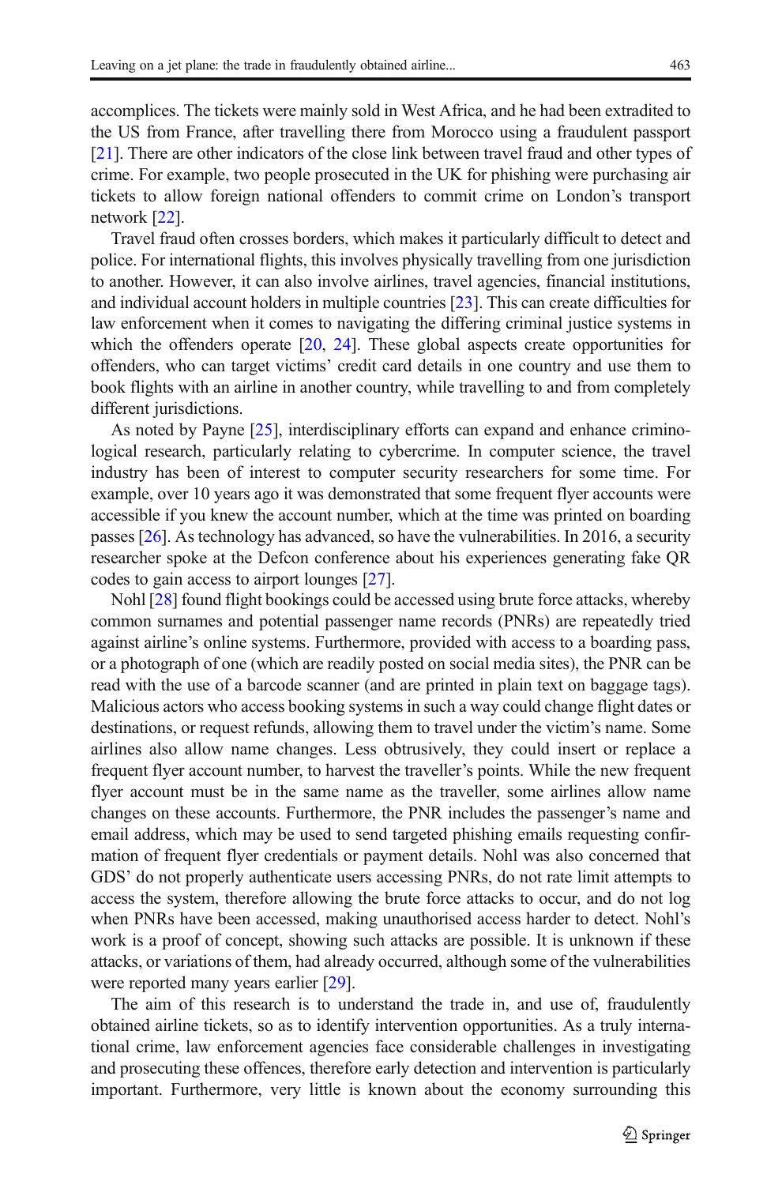accomplices. The tickets were mainly sold in West Africa, and he had been extradited to the US from France, after travelling there from Morocco using a fraudulent passport [21]. There are other indicators of the close link between travel fraud and other types of crime. For example, two people prosecuted in the UK for phishing were purchasing air tickets to allow foreign national offenders to commit crime on London's transport network [22].

Travel fraud often crosses borders, which makes it particularly difficult to detect and police. For international flights, this involves physically travelling from one jurisdiction to another. However, it can also involve airlines, travel agencies, financial institutions, and individual account holders in multiple countries [23]. This can create difficulties for law enforcement when it comes to navigating the differing criminal justice systems in which the offenders operate [20, 24]. These global aspects create opportunities for offenders, who can target victims' credit card details in one country and use them to book flights with an airline in another country, while travelling to and from completely different jurisdictions.

As noted by Payne [25], interdisciplinary efforts can expand and enhance criminological research, particularly relating to cybercrime. In computer science, the travel industry has been of interest to computer security researchers for some time. For example, over 10 years ago it was demonstrated that some frequent flyer accounts were accessible if you knew the account number, which at the time was printed on boarding passes [26]. As technology has advanced, so have the vulnerabilities. In 2016, a security researcher spoke at the Defcon conference about his experiences generating fake QR codes to gain access to airport lounges [27].

Nohl [28] found flight bookings could be accessed using brute force attacks, whereby common surnames and potential passenger name records (PNRs) are repeatedly tried against airline's online systems. Furthermore, provided with access to a boarding pass, or a photograph of one (which are readily posted on social media sites), the PNR can be read with the use of a barcode scanner (and are printed in plain text on baggage tags). Malicious actors who access booking systems in such a way could change flight dates or destinations, or request refunds, allowing them to travel under the victim's name. Some airlines also allow name changes. Less obtrusively, they could insert or replace a frequent flyer account number, to harvest the traveller's points. While the new frequent flyer account must be in the same name as the traveller, some airlines allow name changes on these accounts. Furthermore, the PNR includes the passenger's name and email address, which may be used to send targeted phishing emails requesting confirmation of frequent flyer credentials or payment details. Nohl was also concerned that GDS' do not properly authenticate users accessing PNRs, do not rate limit attempts to access the system, therefore allowing the brute force attacks to occur, and do not log when PNRs have been accessed, making unauthorised access harder to detect. Nohl's work is a proof of concept, showing such attacks are possible. It is unknown if these attacks, or variations of them, had already occurred, although some of the vulnerabilities were reported many years earlier [29].

The aim of this research is to understand the trade in, and use of, fraudulently obtained airline tickets, so as to identify intervention opportunities. As a truly international crime, law enforcement agencies face considerable challenges in investigating and prosecuting these offences, therefore early detection and intervention is particularly important. Furthermore, very little is known about the economy surrounding this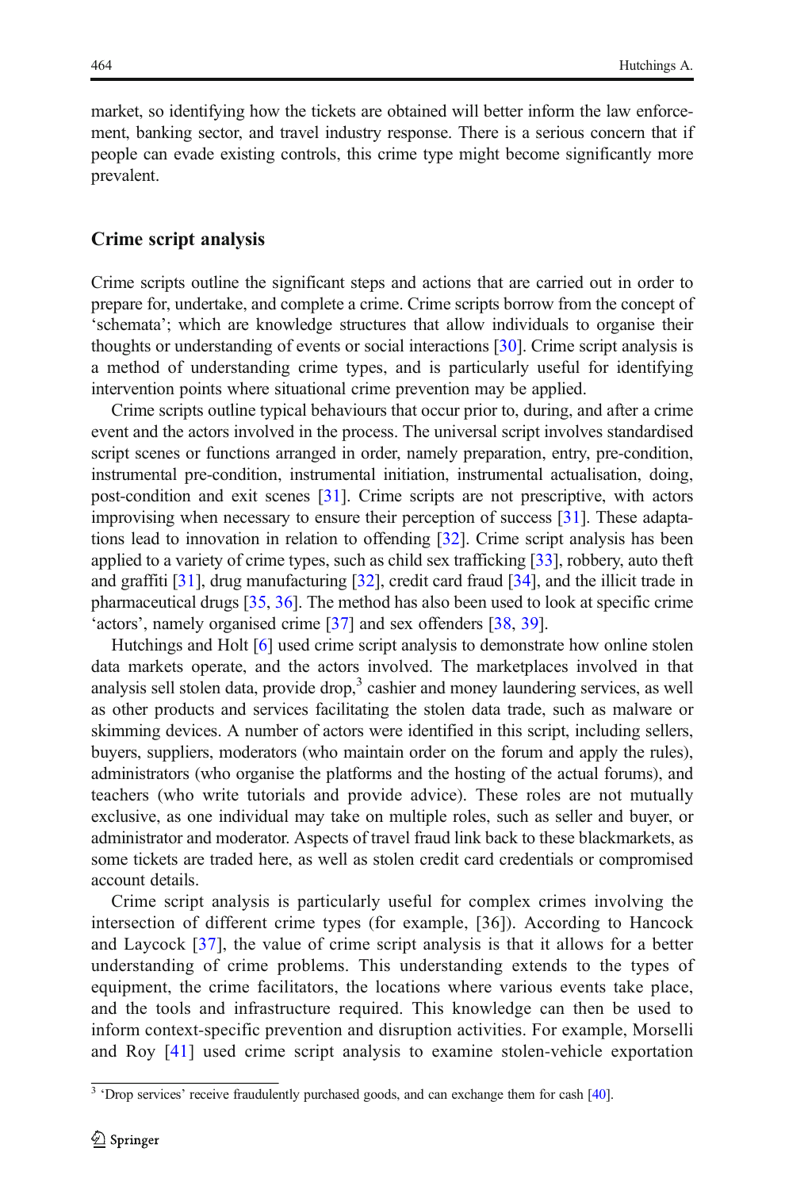market, so identifying how the tickets are obtained will better inform the law enforcement, banking sector, and travel industry response. There is a serious concern that if people can evade existing controls, this crime type might become significantly more prevalent.

## Crime script analysis

Crime scripts outline the significant steps and actions that are carried out in order to prepare for, undertake, and complete a crime. Crime scripts borrow from the concept of 'schemata'; which are knowledge structures that allow individuals to organise their thoughts or understanding of events or social interactions [30]. Crime script analysis is a method of understanding crime types, and is particularly useful for identifying intervention points where situational crime prevention may be applied.

Crime scripts outline typical behaviours that occur prior to, during, and after a crime event and the actors involved in the process. The universal script involves standardised script scenes or functions arranged in order, namely preparation, entry, pre-condition, instrumental pre-condition, instrumental initiation, instrumental actualisation, doing, post-condition and exit scenes [31]. Crime scripts are not prescriptive, with actors improvising when necessary to ensure their perception of success [31]. These adaptations lead to innovation in relation to offending [32]. Crime script analysis has been applied to a variety of crime types, such as child sex trafficking [33], robbery, auto theft and graffiti [31], drug manufacturing [32], credit card fraud [34], and the illicit trade in pharmaceutical drugs [35, 36]. The method has also been used to look at specific crime 'actors', namely organised crime [37] and sex offenders [38, 39].

Hutchings and Holt [6] used crime script analysis to demonstrate how online stolen data markets operate, and the actors involved. The marketplaces involved in that analysis sell stolen data, provide drop,[3] cashier and money laundering services, as well as other products and services facilitating the stolen data trade, such as malware or skimming devices. A number of actors were identified in this script, including sellers, buyers, suppliers, moderators (who maintain order on the forum and apply the rules), administrators (who organise the platforms and the hosting of the actual forums), and teachers (who write tutorials and provide advice). These roles are not mutually exclusive, as one individual may take on multiple roles, such as seller and buyer, or administrator and moderator. Aspects of travel fraud link back to these blackmarkets, as some tickets are traded here, as well as stolen credit card credentials or compromised account details.

Crime script analysis is particularly useful for complex crimes involving the intersection of different crime types (for example, [36]). According to Hancock and Laycock [37], the value of crime script analysis is that it allows for a better understanding of crime problems. This understanding extends to the types of equipment, the crime facilitators, the locations where various events take place, and the tools and infrastructure required. This knowledge can then be used to inform context-specific prevention and disruption activities. For example, Morselli and Roy [41] used crime script analysis to examine stolen-vehicle exportation

[3] 'Drop services' receive fraudulently purchased goods, and can exchange them for cash [40].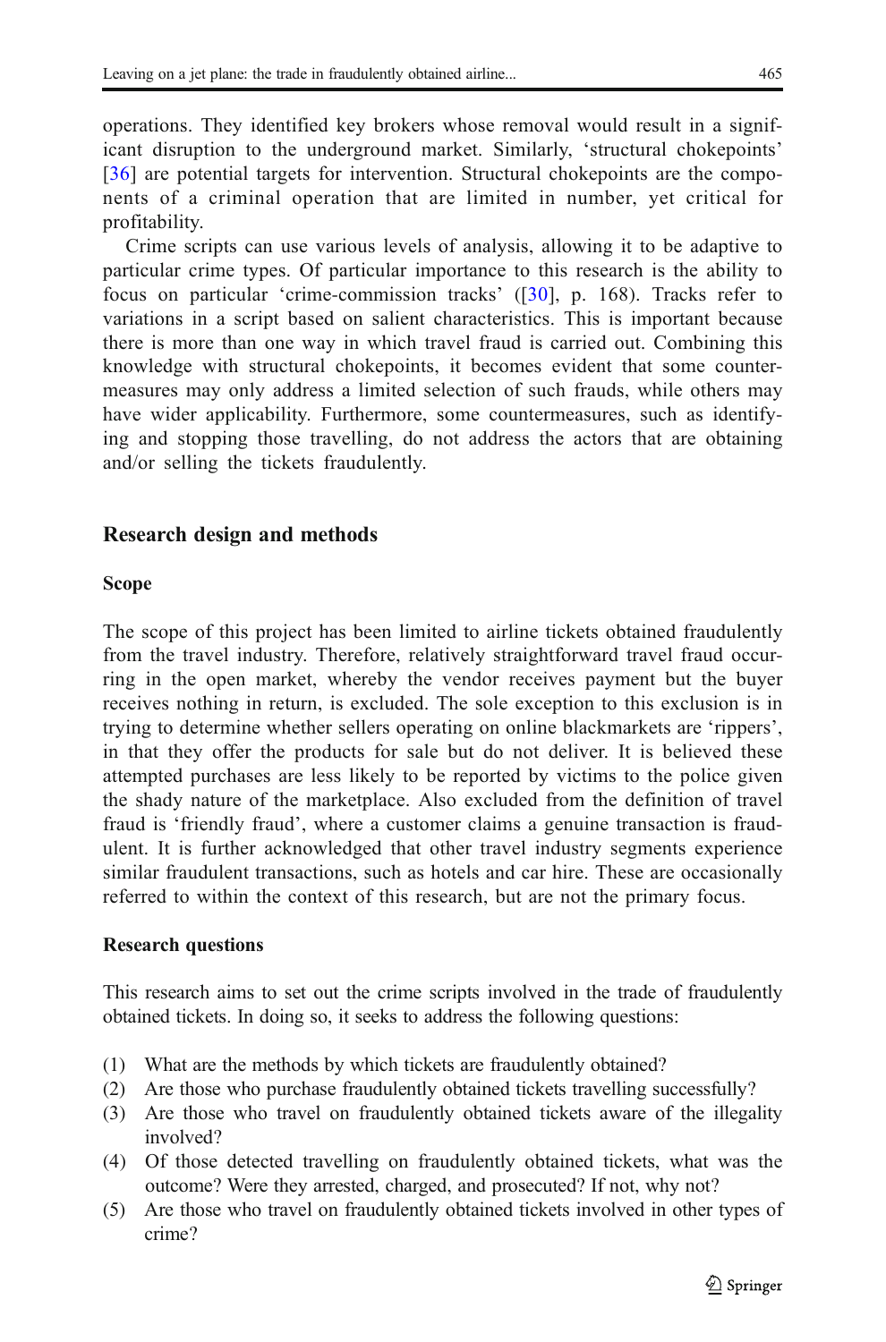operations. They identified key brokers whose removal would result in a significant disruption to the underground market. Similarly, 'structural chokepoints' [36] are potential targets for intervention. Structural chokepoints are the components of a criminal operation that are limited in number, yet critical for profitability.

Crime scripts can use various levels of analysis, allowing it to be adaptive to particular crime types. Of particular importance to this research is the ability to focus on particular 'crime-commission tracks' ([30], p. 168). Tracks refer to variations in a script based on salient characteristics. This is important because there is more than one way in which travel fraud is carried out. Combining this knowledge with structural chokepoints, it becomes evident that some countermeasures may only address a limited selection of such frauds, while others may have wider applicability. Furthermore, some countermeasures, such as identifying and stopping those travelling, do not address the actors that are obtaining and/or selling the tickets fraudulently.

## Research design and methods

### Scope

The scope of this project has been limited to airline tickets obtained fraudulently from the travel industry. Therefore, relatively straightforward travel fraud occurring in the open market, whereby the vendor receives payment but the buyer receives nothing in return, is excluded. The sole exception to this exclusion is in trying to determine whether sellers operating on online blackmarkets are 'rippers', in that they offer the products for sale but do not deliver. It is believed these attempted purchases are less likely to be reported by victims to the police given the shady nature of the marketplace. Also excluded from the definition of travel fraud is 'friendly fraud', where a customer claims a genuine transaction is fraudulent. It is further acknowledged that other travel industry segments experience similar fraudulent transactions, such as hotels and car hire. These are occasionally referred to within the context of this research, but are not the primary focus.

### Research questions

This research aims to set out the crime scripts involved in the trade of fraudulently obtained tickets. In doing so, it seeks to address the following questions:

(1) What are the methods by which tickets are fraudulently obtained?
(2) Are those who purchase fraudulently obtained tickets travelling successfully?
(3) Are those who travel on fraudulently obtained tickets aware of the illegality involved?
(4) Of those detected travelling on fraudulently obtained tickets, what was the outcome? Were they arrested, charged, and prosecuted? If not, why not?
(5) Are those who travel on fraudulently obtained tickets involved in other types of crime?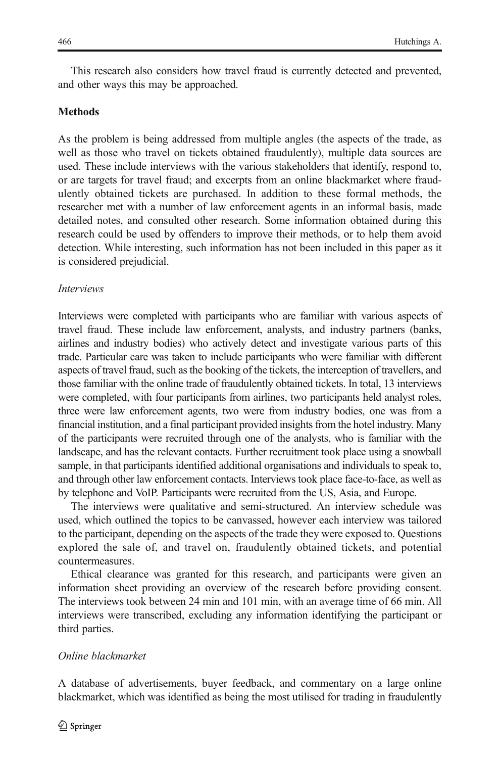This research also considers how travel fraud is currently detected and prevented, and other ways this may be approached.

## Methods

As the problem is being addressed from multiple angles (the aspects of the trade, as well as those who travel on tickets obtained fraudulently), multiple data sources are used. These include interviews with the various stakeholders that identify, respond to, or are targets for travel fraud; and excerpts from an online blackmarket where fraudulently obtained tickets are purchased. In addition to these formal methods, the researcher met with a number of law enforcement agents in an informal basis, made detailed notes, and consulted other research. Some information obtained during this research could be used by offenders to improve their methods, or to help them avoid detection. While interesting, such information has not been included in this paper as it is considered prejudicial.

### *Interviews*

Interviews were completed with participants who are familiar with various aspects of travel fraud. These include law enforcement, analysts, and industry partners (banks, airlines and industry bodies) who actively detect and investigate various parts of this trade. Particular care was taken to include participants who were familiar with different aspects of travel fraud, such as the booking of the tickets, the interception of travellers, and those familiar with the online trade of fraudulently obtained tickets. In total, 13 interviews were completed, with four participants from airlines, two participants held analyst roles, three were law enforcement agents, two were from industry bodies, one was from a financial institution, and a final participant provided insights from the hotel industry. Many of the participants were recruited through one of the analysts, who is familiar with the landscape, and has the relevant contacts. Further recruitment took place using a snowball sample, in that participants identified additional organisations and individuals to speak to, and through other law enforcement contacts. Interviews took place face-to-face, as well as by telephone and VoIP. Participants were recruited from the US, Asia, and Europe.

The interviews were qualitative and semi-structured. An interview schedule was used, which outlined the topics to be canvassed, however each interview was tailored to the participant, depending on the aspects of the trade they were exposed to. Questions explored the sale of, and travel on, fraudulently obtained tickets, and potential countermeasures.

Ethical clearance was granted for this research, and participants were given an information sheet providing an overview of the research before providing consent. The interviews took between 24 min and 101 min, with an average time of 66 min. All interviews were transcribed, excluding any information identifying the participant or third parties.

### *Online blackmarket*

A database of advertisements, buyer feedback, and commentary on a large online blackmarket, which was identified as being the most utilised for trading in fraudulently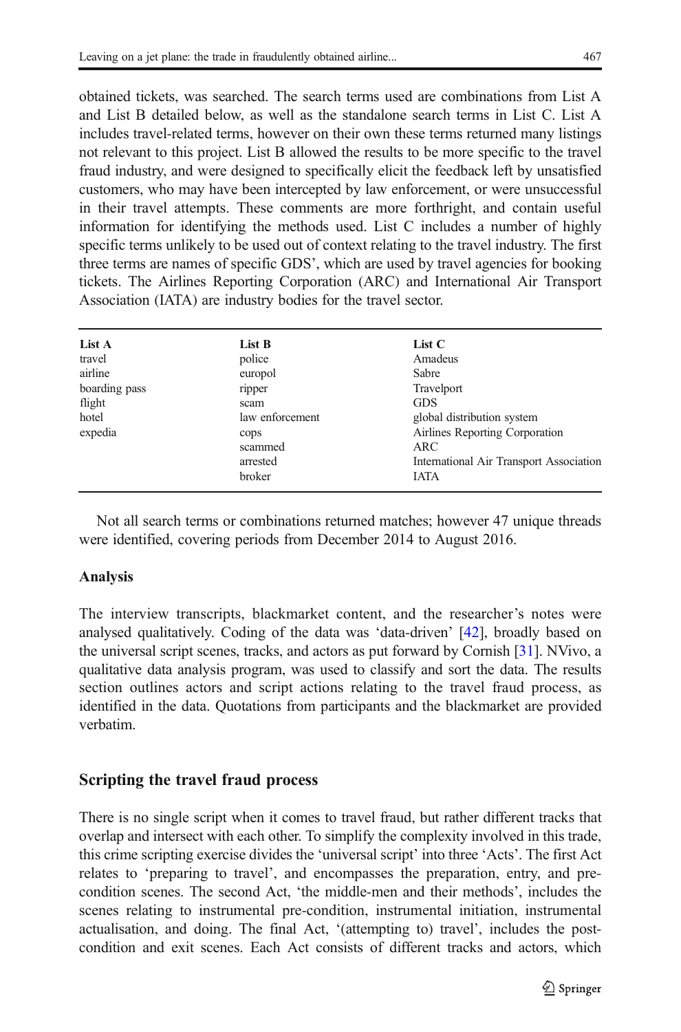obtained tickets, was searched. The search terms used are combinations from List A and List B detailed below, as well as the standalone search terms in List C. List A includes travel-related terms, however on their own these terms returned many listings not relevant to this project. List B allowed the results to be more specific to the travel fraud industry, and were designed to specifically elicit the feedback left by unsatisfied customers, who may have been intercepted by law enforcement, or were unsuccessful in their travel attempts. These comments are more forthright, and contain useful information for identifying the methods used. List C includes a number of highly specific terms unlikely to be used out of context relating to the travel industry. The first three terms are names of specific GDS', which are used by travel agencies for booking tickets. The Airlines Reporting Corporation (ARC) and International Air Transport Association (IATA) are industry bodies for the travel sector.

| List A | List B | List C |
|---|---|---|
| travel | police | Amadeus |
| airline | europol | Sabre |
| boarding pass | ripper | Travelport |
| flight | scam | GDS |
| hotel | law enforcement | global distribution system |
| expedia | cops | Airlines Reporting Corporation |
| | scammed | ARC |
| | arrested | International Air Transport Association |
| | broker | IATA |

Not all search terms or combinations returned matches; however 47 unique threads were identified, covering periods from December 2014 to August 2016.

### Analysis

The interview transcripts, blackmarket content, and the researcher's notes were analysed qualitatively. Coding of the data was 'data-driven' [42], broadly based on the universal script scenes, tracks, and actors as put forward by Cornish [31]. NVivo, a qualitative data analysis program, was used to classify and sort the data. The results section outlines actors and script actions relating to the travel fraud process, as identified in the data. Quotations from participants and the blackmarket are provided verbatim.

## Scripting the travel fraud process

There is no single script when it comes to travel fraud, but rather different tracks that overlap and intersect with each other. To simplify the complexity involved in this trade, this crime scripting exercise divides the 'universal script' into three 'Acts'. The first Act relates to 'preparing to travel', and encompasses the preparation, entry, and pre-condition scenes. The second Act, 'the middle-men and their methods', includes the scenes relating to instrumental pre-condition, instrumental initiation, instrumental actualisation, and doing. The final Act, '(attempting to) travel', includes the post-condition and exit scenes. Each Act consists of different tracks and actors, which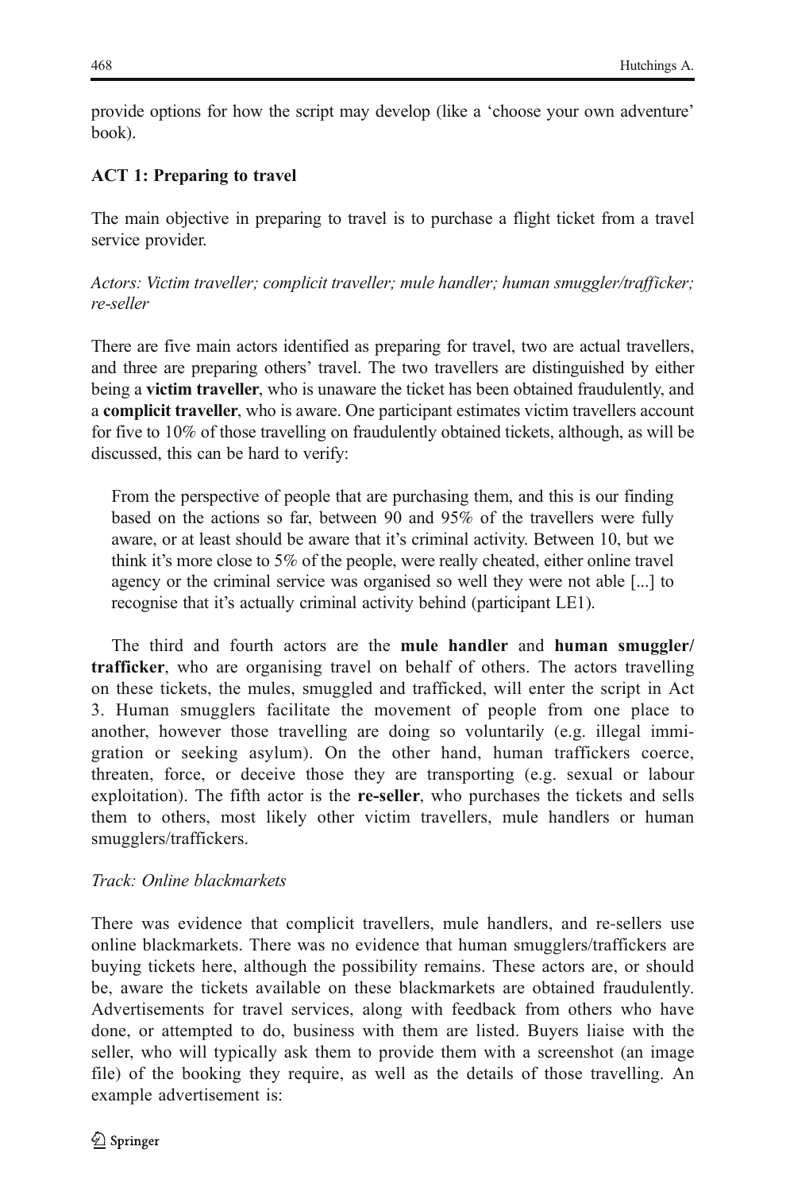provide options for how the script may develop (like a 'choose your own adventure' book).

**ACT 1: Preparing to travel**

The main objective in preparing to travel is to purchase a flight ticket from a travel service provider.

*Actors: Victim traveller; complicit traveller; mule handler; human smuggler/trafficker; re-seller*

There are five main actors identified as preparing for travel, two are actual travellers, and three are preparing others' travel. The two travellers are distinguished by either being a **victim traveller**, who is unaware the ticket has been obtained fraudulently, and a **complicit traveller**, who is aware. One participant estimates victim travellers account for five to 10% of those travelling on fraudulently obtained tickets, although, as will be discussed, this can be hard to verify:

> From the perspective of people that are purchasing them, and this is our finding based on the actions so far, between 90 and 95% of the travellers were fully aware, or at least should be aware that it's criminal activity. Between 10, but we think it's more close to 5% of the people, were really cheated, either online travel agency or the criminal service was organised so well they were not able [...] to recognise that it's actually criminal activity behind (participant LE1).

The third and fourth actors are the **mule handler** and **human smuggler/trafficker**, who are organising travel on behalf of others. The actors travelling on these tickets, the mules, smuggled and trafficked, will enter the script in Act 3. Human smugglers facilitate the movement of people from one place to another, however those travelling are doing so voluntarily (e.g. illegal immigration or seeking asylum). On the other hand, human traffickers coerce, threaten, force, or deceive those they are transporting (e.g. sexual or labour exploitation). The fifth actor is the **re-seller**, who purchases the tickets and sells them to others, most likely other victim travellers, mule handlers or human smugglers/traffickers.

*Track: Online blackmarkets*

There was evidence that complicit travellers, mule handlers, and re-sellers use online blackmarkets. There was no evidence that human smugglers/traffickers are buying tickets here, although the possibility remains. These actors are, or should be, aware the tickets available on these blackmarkets are obtained fraudulently. Advertisements for travel services, along with feedback from others who have done, or attempted to do, business with them are listed. Buyers liaise with the seller, who will typically ask them to provide them with a screenshot (an image file) of the booking they require, as well as the details of those travelling. An example advertisement is: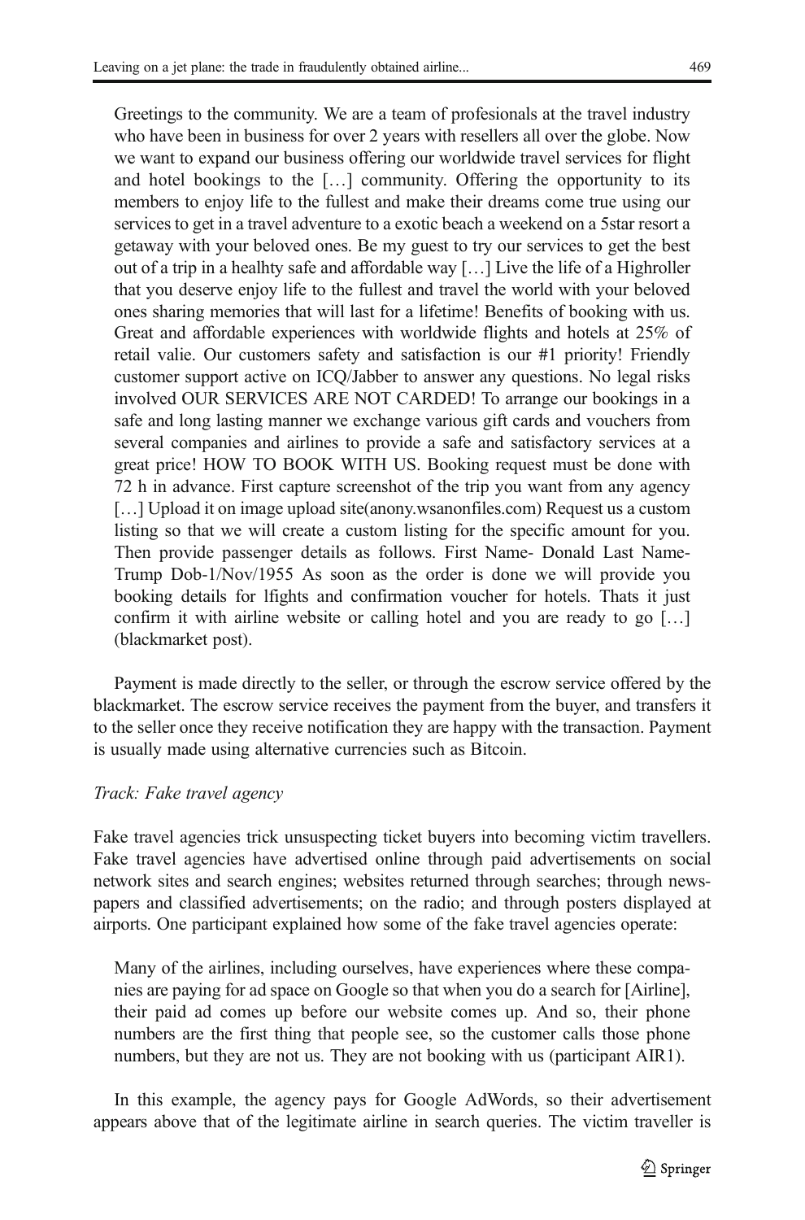> Greetings to the community. We are a team of profesionals at the travel industry who have been in business for over 2 years with resellers all over the globe. Now we want to expand our business offering our worldwide travel services for flight and hotel bookings to the […] community. Offering the opportunity to its members to enjoy life to the fullest and make their dreams come true using our services to get in a travel adventure to a exotic beach a weekend on a 5star resort a getaway with your beloved ones. Be my guest to try our services to get the best out of a trip in a healhty safe and affordable way […] Live the life of a Highroller that you deserve enjoy life to the fullest and travel the world with your beloved ones sharing memories that will last for a lifetime! Benefits of booking with us. Great and affordable experiences with worldwide flights and hotels at 25% of retail valie. Our customers safety and satisfaction is our #1 priority! Friendly customer support active on ICQ/Jabber to answer any questions. No legal risks involved OUR SERVICES ARE NOT CARDED! To arrange our bookings in a safe and long lasting manner we exchange various gift cards and vouchers from several companies and airlines to provide a safe and satisfactory services at a great price! HOW TO BOOK WITH US. Booking request must be done with 72 h in advance. First capture screenshot of the trip you want from any agency […] Upload it on image upload site(anony.wsanonfiles.com) Request us a custom listing so that we will create a custom listing for the specific amount for you. Then provide passenger details as follows. First Name- Donald Last Name-Trump Dob-1/Nov/1955 As soon as the order is done we will provide you booking details for lfights and confirmation voucher for hotels. Thats it just confirm it with airline website or calling hotel and you are ready to go […] (blackmarket post).

Payment is made directly to the seller, or through the escrow service offered by the blackmarket. The escrow service receives the payment from the buyer, and transfers it to the seller once they receive notification they are happy with the transaction. Payment is usually made using alternative currencies such as Bitcoin.

*Track: Fake travel agency*

Fake travel agencies trick unsuspecting ticket buyers into becoming victim travellers. Fake travel agencies have advertised online through paid advertisements on social network sites and search engines; websites returned through searches; through newspapers and classified advertisements; on the radio; and through posters displayed at airports. One participant explained how some of the fake travel agencies operate:

> Many of the airlines, including ourselves, have experiences where these companies are paying for ad space on Google so that when you do a search for [Airline], their paid ad comes up before our website comes up. And so, their phone numbers are the first thing that people see, so the customer calls those phone numbers, but they are not us. They are not booking with us (participant AIR1).

In this example, the agency pays for Google AdWords, so their advertisement appears above that of the legitimate airline in search queries. The victim traveller is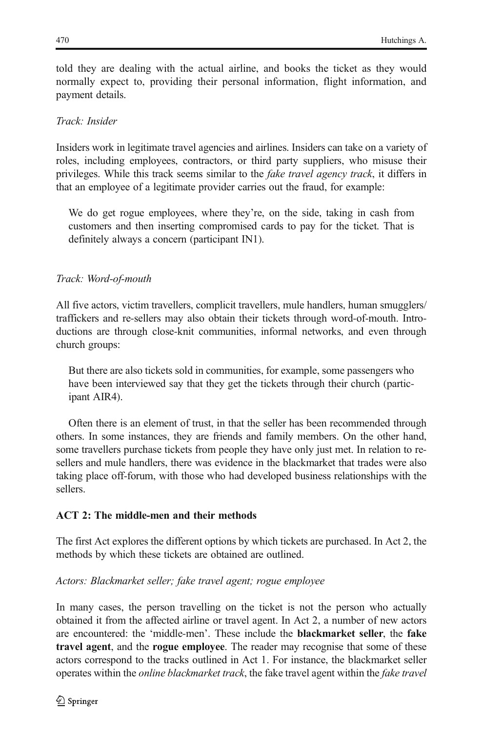told they are dealing with the actual airline, and books the ticket as they would normally expect to, providing their personal information, flight information, and payment details.

*Track: Insider*

Insiders work in legitimate travel agencies and airlines. Insiders can take on a variety of roles, including employees, contractors, or third party suppliers, who misuse their privileges. While this track seems similar to the *fake travel agency track*, it differs in that an employee of a legitimate provider carries out the fraud, for example:

> We do get rogue employees, where they're, on the side, taking in cash from customers and then inserting compromised cards to pay for the ticket. That is definitely always a concern (participant IN1).

*Track: Word-of-mouth*

All five actors, victim travellers, complicit travellers, mule handlers, human smugglers/ traffickers and re-sellers may also obtain their tickets through word-of-mouth. Introductions are through close-knit communities, informal networks, and even through church groups:

> But there are also tickets sold in communities, for example, some passengers who have been interviewed say that they get the tickets through their church (participant AIR4).

Often there is an element of trust, in that the seller has been recommended through others. In some instances, they are friends and family members. On the other hand, some travellers purchase tickets from people they have only just met. In relation to re-sellers and mule handlers, there was evidence in the blackmarket that trades were also taking place off-forum, with those who had developed business relationships with the sellers.

### ACT 2: The middle-men and their methods

The first Act explores the different options by which tickets are purchased. In Act 2, the methods by which these tickets are obtained are outlined.

*Actors: Blackmarket seller; fake travel agent; rogue employee*

In many cases, the person travelling on the ticket is not the person who actually obtained it from the affected airline or travel agent. In Act 2, a number of new actors are encountered: the 'middle-men'. These include the **blackmarket seller**, the **fake travel agent**, and the **rogue employee**. The reader may recognise that some of these actors correspond to the tracks outlined in Act 1. For instance, the blackmarket seller operates within the *online blackmarket track*, the fake travel agent within the *fake travel*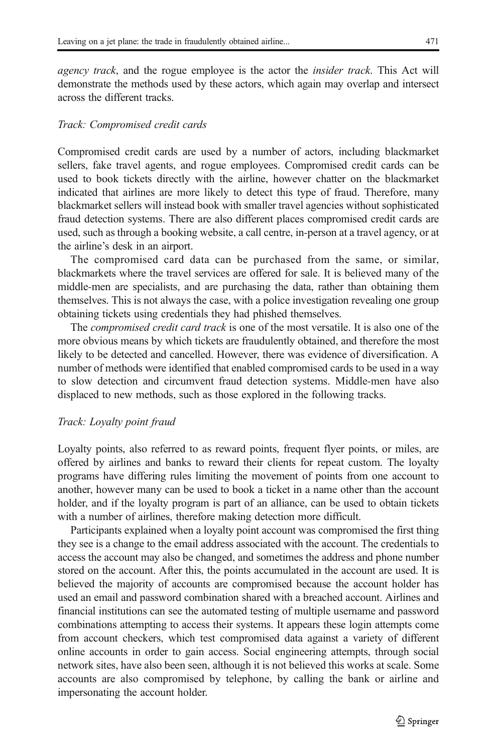*agency track*, and the rogue employee is the actor the *insider track*. This Act will demonstrate the methods used by these actors, which again may overlap and intersect across the different tracks.

### *Track: Compromised credit cards*

Compromised credit cards are used by a number of actors, including blackmarket sellers, fake travel agents, and rogue employees. Compromised credit cards can be used to book tickets directly with the airline, however chatter on the blackmarket indicated that airlines are more likely to detect this type of fraud. Therefore, many blackmarket sellers will instead book with smaller travel agencies without sophisticated fraud detection systems. There are also different places compromised credit cards are used, such as through a booking website, a call centre, in-person at a travel agency, or at the airline's desk in an airport.

The compromised card data can be purchased from the same, or similar, blackmarkets where the travel services are offered for sale. It is believed many of the middle-men are specialists, and are purchasing the data, rather than obtaining them themselves. This is not always the case, with a police investigation revealing one group obtaining tickets using credentials they had phished themselves.

The *compromised credit card track* is one of the most versatile. It is also one of the more obvious means by which tickets are fraudulently obtained, and therefore the most likely to be detected and cancelled. However, there was evidence of diversification. A number of methods were identified that enabled compromised cards to be used in a way to slow detection and circumvent fraud detection systems. Middle-men have also displaced to new methods, such as those explored in the following tracks.

### *Track: Loyalty point fraud*

Loyalty points, also referred to as reward points, frequent flyer points, or miles, are offered by airlines and banks to reward their clients for repeat custom. The loyalty programs have differing rules limiting the movement of points from one account to another, however many can be used to book a ticket in a name other than the account holder, and if the loyalty program is part of an alliance, can be used to obtain tickets with a number of airlines, therefore making detection more difficult.

Participants explained when a loyalty point account was compromised the first thing they see is a change to the email address associated with the account. The credentials to access the account may also be changed, and sometimes the address and phone number stored on the account. After this, the points accumulated in the account are used. It is believed the majority of accounts are compromised because the account holder has used an email and password combination shared with a breached account. Airlines and financial institutions can see the automated testing of multiple username and password combinations attempting to access their systems. It appears these login attempts come from account checkers, which test compromised data against a variety of different online accounts in order to gain access. Social engineering attempts, through social network sites, have also been seen, although it is not believed this works at scale. Some accounts are also compromised by telephone, by calling the bank or airline and impersonating the account holder.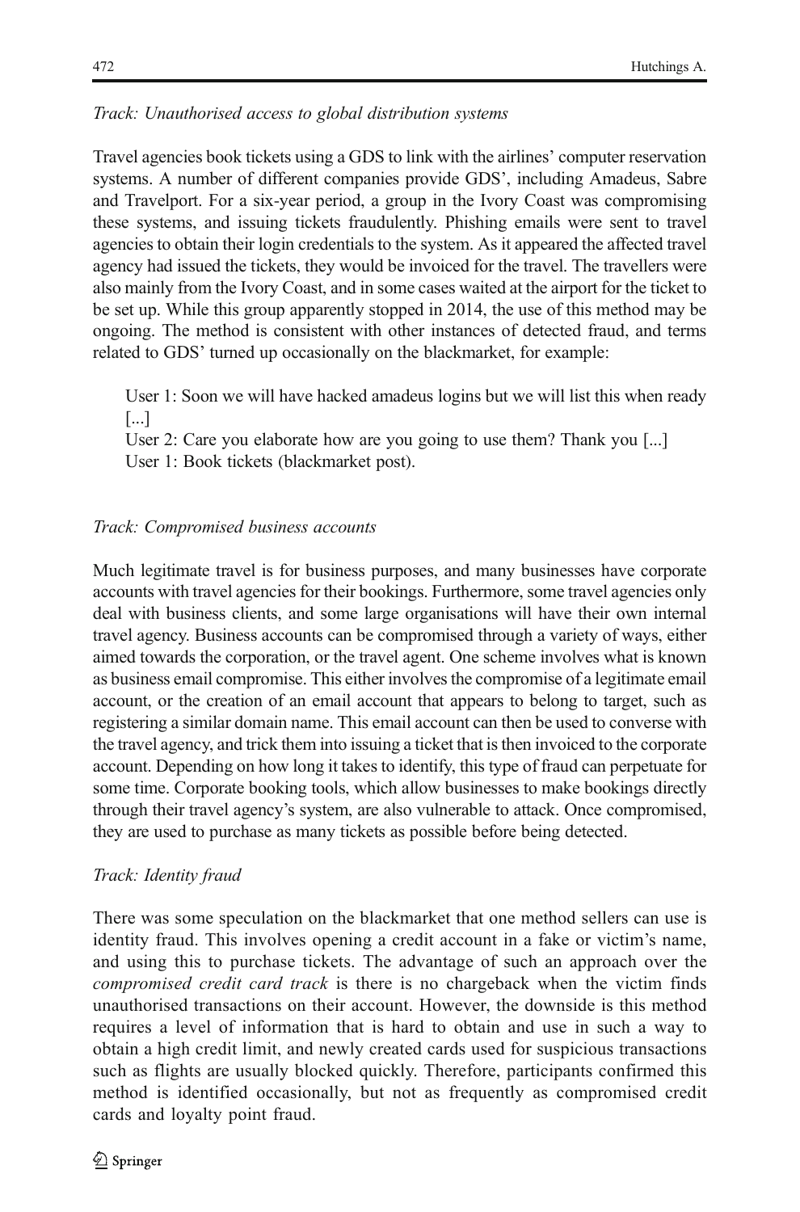*Track: Unauthorised access to global distribution systems*

Travel agencies book tickets using a GDS to link with the airlines' computer reservation systems. A number of different companies provide GDS', including Amadeus, Sabre and Travelport. For a six-year period, a group in the Ivory Coast was compromising these systems, and issuing tickets fraudulently. Phishing emails were sent to travel agencies to obtain their login credentials to the system. As it appeared the affected travel agency had issued the tickets, they would be invoiced for the travel. The travellers were also mainly from the Ivory Coast, and in some cases waited at the airport for the ticket to be set up. While this group apparently stopped in 2014, the use of this method may be ongoing. The method is consistent with other instances of detected fraud, and terms related to GDS' turned up occasionally on the blackmarket, for example:

> User 1: Soon we will have hacked amadeus logins but we will list this when ready [...]
> User 2: Care you elaborate how are you going to use them? Thank you [...]
> User 1: Book tickets (blackmarket post).

*Track: Compromised business accounts*

Much legitimate travel is for business purposes, and many businesses have corporate accounts with travel agencies for their bookings. Furthermore, some travel agencies only deal with business clients, and some large organisations will have their own internal travel agency. Business accounts can be compromised through a variety of ways, either aimed towards the corporation, or the travel agent. One scheme involves what is known as business email compromise. This either involves the compromise of a legitimate email account, or the creation of an email account that appears to belong to target, such as registering a similar domain name. This email account can then be used to converse with the travel agency, and trick them into issuing a ticket that is then invoiced to the corporate account. Depending on how long it takes to identify, this type of fraud can perpetuate for some time. Corporate booking tools, which allow businesses to make bookings directly through their travel agency's system, are also vulnerable to attack. Once compromised, they are used to purchase as many tickets as possible before being detected.

*Track: Identity fraud*

There was some speculation on the blackmarket that one method sellers can use is identity fraud. This involves opening a credit account in a fake or victim's name, and using this to purchase tickets. The advantage of such an approach over the *compromised credit card track* is there is no chargeback when the victim finds unauthorised transactions on their account. However, the downside is this method requires a level of information that is hard to obtain and use in such a way to obtain a high credit limit, and newly created cards used for suspicious transactions such as flights are usually blocked quickly. Therefore, participants confirmed this method is identified occasionally, but not as frequently as compromised credit cards and loyalty point fraud.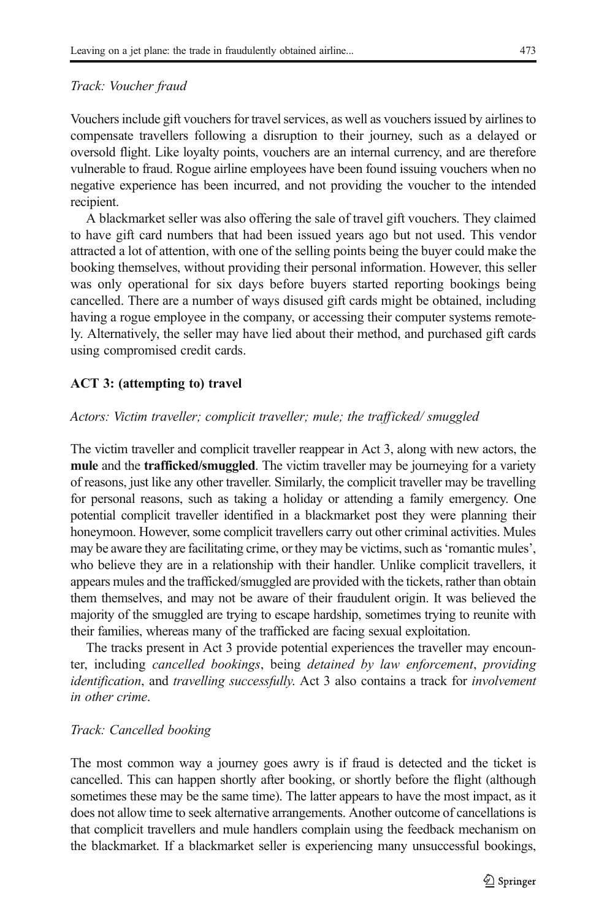*Track: Voucher fraud*

Vouchers include gift vouchers for travel services, as well as vouchers issued by airlines to compensate travellers following a disruption to their journey, such as a delayed or oversold flight. Like loyalty points, vouchers are an internal currency, and are therefore vulnerable to fraud. Rogue airline employees have been found issuing vouchers when no negative experience has been incurred, and not providing the voucher to the intended recipient.

A blackmarket seller was also offering the sale of travel gift vouchers. They claimed to have gift card numbers that had been issued years ago but not used. This vendor attracted a lot of attention, with one of the selling points being the buyer could make the booking themselves, without providing their personal information. However, this seller was only operational for six days before buyers started reporting bookings being cancelled. There are a number of ways disused gift cards might be obtained, including having a rogue employee in the company, or accessing their computer systems remotely. Alternatively, the seller may have lied about their method, and purchased gift cards using compromised credit cards.

**ACT 3: (attempting to) travel**

*Actors: Victim traveller; complicit traveller; mule; the trafficked/ smuggled*

The victim traveller and complicit traveller reappear in Act 3, along with new actors, the **mule** and the **trafficked/smuggled**. The victim traveller may be journeying for a variety of reasons, just like any other traveller. Similarly, the complicit traveller may be travelling for personal reasons, such as taking a holiday or attending a family emergency. One potential complicit traveller identified in a blackmarket post they were planning their honeymoon. However, some complicit travellers carry out other criminal activities. Mules may be aware they are facilitating crime, or they may be victims, such as 'romantic mules', who believe they are in a relationship with their handler. Unlike complicit travellers, it appears mules and the trafficked/smuggled are provided with the tickets, rather than obtain them themselves, and may not be aware of their fraudulent origin. It was believed the majority of the smuggled are trying to escape hardship, sometimes trying to reunite with their families, whereas many of the trafficked are facing sexual exploitation.

The tracks present in Act 3 provide potential experiences the traveller may encounter, including *cancelled bookings*, being *detained by law enforcement*, *providing identification*, and *travelling successfully*. Act 3 also contains a track for *involvement in other crime*.

*Track: Cancelled booking*

The most common way a journey goes awry is if fraud is detected and the ticket is cancelled. This can happen shortly after booking, or shortly before the flight (although sometimes these may be the same time). The latter appears to have the most impact, as it does not allow time to seek alternative arrangements. Another outcome of cancellations is that complicit travellers and mule handlers complain using the feedback mechanism on the blackmarket. If a blackmarket seller is experiencing many unsuccessful bookings,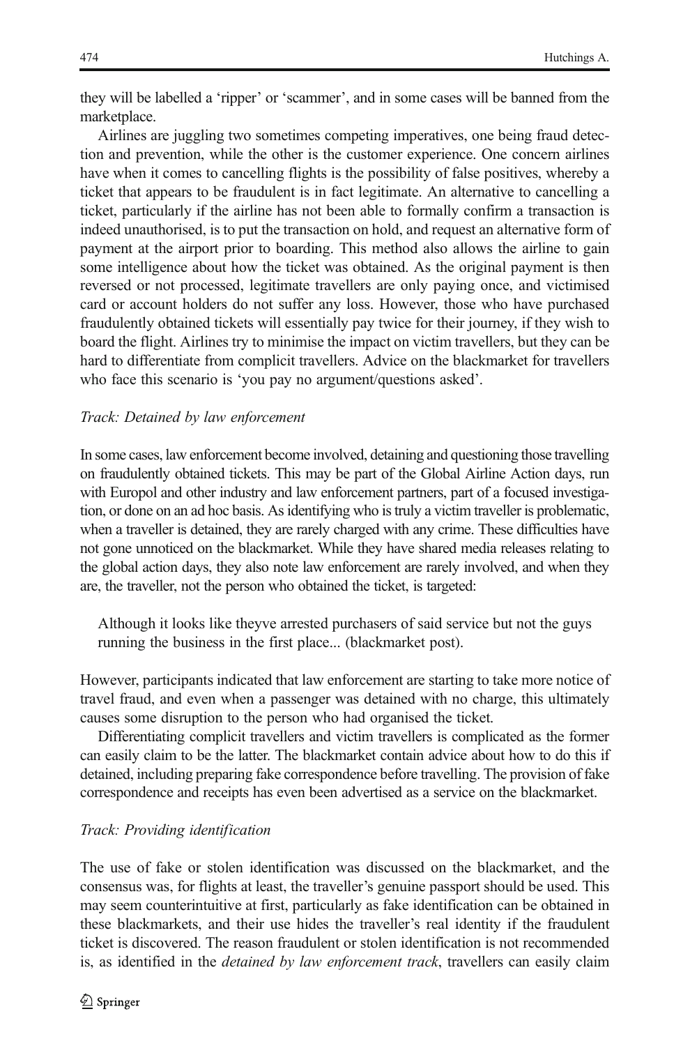they will be labelled a 'ripper' or 'scammer', and in some cases will be banned from the marketplace.

Airlines are juggling two sometimes competing imperatives, one being fraud detection and prevention, while the other is the customer experience. One concern airlines have when it comes to cancelling flights is the possibility of false positives, whereby a ticket that appears to be fraudulent is in fact legitimate. An alternative to cancelling a ticket, particularly if the airline has not been able to formally confirm a transaction is indeed unauthorised, is to put the transaction on hold, and request an alternative form of payment at the airport prior to boarding. This method also allows the airline to gain some intelligence about how the ticket was obtained. As the original payment is then reversed or not processed, legitimate travellers are only paying once, and victimised card or account holders do not suffer any loss. However, those who have purchased fraudulently obtained tickets will essentially pay twice for their journey, if they wish to board the flight. Airlines try to minimise the impact on victim travellers, but they can be hard to differentiate from complicit travellers. Advice on the blackmarket for travellers who face this scenario is 'you pay no argument/questions asked'.

*Track: Detained by law enforcement*

In some cases, law enforcement become involved, detaining and questioning those travelling on fraudulently obtained tickets. This may be part of the Global Airline Action days, run with Europol and other industry and law enforcement partners, part of a focused investigation, or done on an ad hoc basis. As identifying who is truly a victim traveller is problematic, when a traveller is detained, they are rarely charged with any crime. These difficulties have not gone unnoticed on the blackmarket. While they have shared media releases relating to the global action days, they also note law enforcement are rarely involved, and when they are, the traveller, not the person who obtained the ticket, is targeted:

> Although it looks like theyve arrested purchasers of said service but not the guys running the business in the first place... (blackmarket post).

However, participants indicated that law enforcement are starting to take more notice of travel fraud, and even when a passenger was detained with no charge, this ultimately causes some disruption to the person who had organised the ticket.

Differentiating complicit travellers and victim travellers is complicated as the former can easily claim to be the latter. The blackmarket contain advice about how to do this if detained, including preparing fake correspondence before travelling. The provision of fake correspondence and receipts has even been advertised as a service on the blackmarket.

*Track: Providing identification*

The use of fake or stolen identification was discussed on the blackmarket, and the consensus was, for flights at least, the traveller's genuine passport should be used. This may seem counterintuitive at first, particularly as fake identification can be obtained in these blackmarkets, and their use hides the traveller's real identity if the fraudulent ticket is discovered. The reason fraudulent or stolen identification is not recommended is, as identified in the *detained by law enforcement track*, travellers can easily claim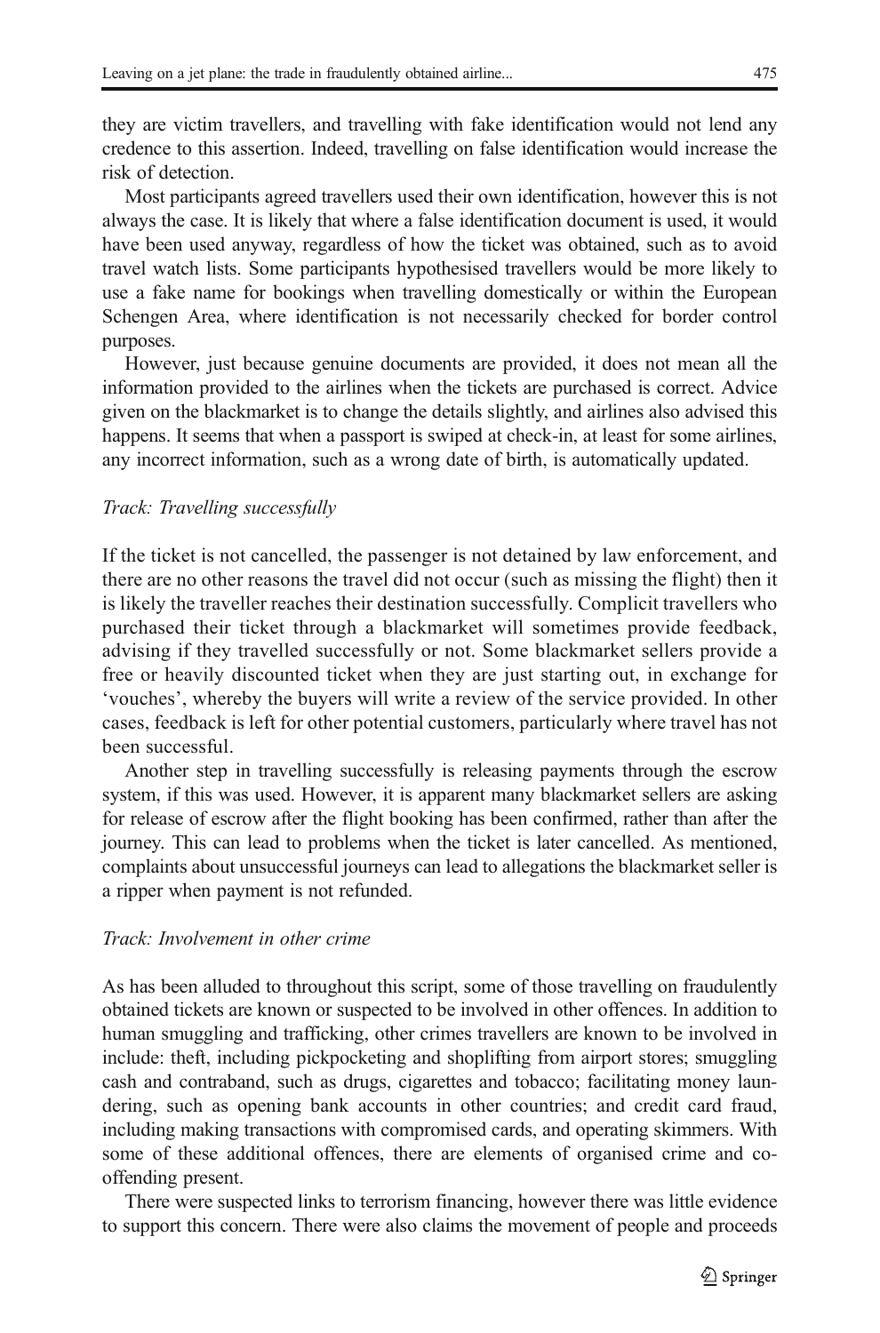they are victim travellers, and travelling with fake identification would not lend any credence to this assertion. Indeed, travelling on false identification would increase the risk of detection.

Most participants agreed travellers used their own identification, however this is not always the case. It is likely that where a false identification document is used, it would have been used anyway, regardless of how the ticket was obtained, such as to avoid travel watch lists. Some participants hypothesised travellers would be more likely to use a fake name for bookings when travelling domestically or within the European Schengen Area, where identification is not necessarily checked for border control purposes.

However, just because genuine documents are provided, it does not mean all the information provided to the airlines when the tickets are purchased is correct. Advice given on the blackmarket is to change the details slightly, and airlines also advised this happens. It seems that when a passport is swiped at check-in, at least for some airlines, any incorrect information, such as a wrong date of birth, is automatically updated.

*Track: Travelling successfully*

If the ticket is not cancelled, the passenger is not detained by law enforcement, and there are no other reasons the travel did not occur (such as missing the flight) then it is likely the traveller reaches their destination successfully. Complicit travellers who purchased their ticket through a blackmarket will sometimes provide feedback, advising if they travelled successfully or not. Some blackmarket sellers provide a free or heavily discounted ticket when they are just starting out, in exchange for 'vouches', whereby the buyers will write a review of the service provided. In other cases, feedback is left for other potential customers, particularly where travel has not been successful.

Another step in travelling successfully is releasing payments through the escrow system, if this was used. However, it is apparent many blackmarket sellers are asking for release of escrow after the flight booking has been confirmed, rather than after the journey. This can lead to problems when the ticket is later cancelled. As mentioned, complaints about unsuccessful journeys can lead to allegations the blackmarket seller is a ripper when payment is not refunded.

*Track: Involvement in other crime*

As has been alluded to throughout this script, some of those travelling on fraudulently obtained tickets are known or suspected to be involved in other offences. In addition to human smuggling and trafficking, other crimes travellers are known to be involved in include: theft, including pickpocketing and shoplifting from airport stores; smuggling cash and contraband, such as drugs, cigarettes and tobacco; facilitating money laundering, such as opening bank accounts in other countries; and credit card fraud, including making transactions with compromised cards, and operating skimmers. With some of these additional offences, there are elements of organised crime and co-offending present.

There were suspected links to terrorism financing, however there was little evidence to support this concern. There were also claims the movement of people and proceeds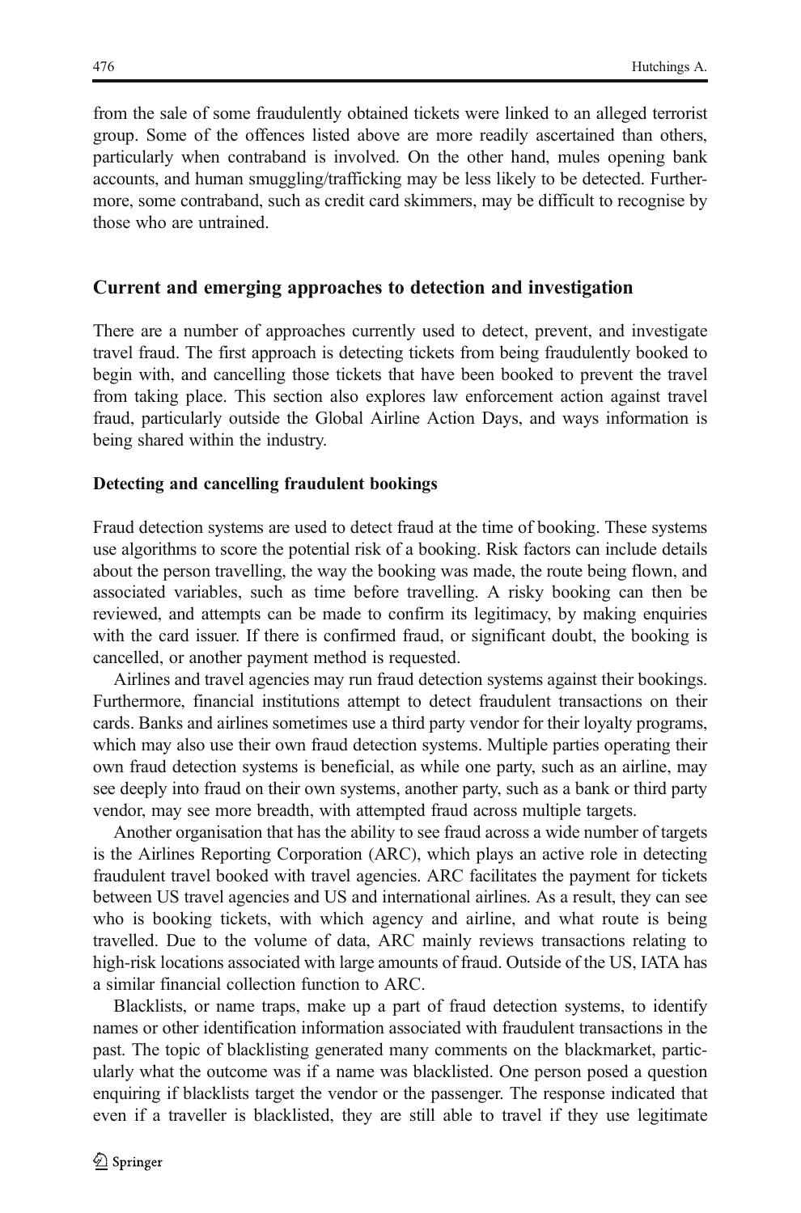from the sale of some fraudulently obtained tickets were linked to an alleged terrorist group. Some of the offences listed above are more readily ascertained than others, particularly when contraband is involved. On the other hand, mules opening bank accounts, and human smuggling/trafficking may be less likely to be detected. Furthermore, some contraband, such as credit card skimmers, may be difficult to recognise by those who are untrained.

## Current and emerging approaches to detection and investigation

There are a number of approaches currently used to detect, prevent, and investigate travel fraud. The first approach is detecting tickets from being fraudulently booked to begin with, and cancelling those tickets that have been booked to prevent the travel from taking place. This section also explores law enforcement action against travel fraud, particularly outside the Global Airline Action Days, and ways information is being shared within the industry.

### Detecting and cancelling fraudulent bookings

Fraud detection systems are used to detect fraud at the time of booking. These systems use algorithms to score the potential risk of a booking. Risk factors can include details about the person travelling, the way the booking was made, the route being flown, and associated variables, such as time before travelling. A risky booking can then be reviewed, and attempts can be made to confirm its legitimacy, by making enquiries with the card issuer. If there is confirmed fraud, or significant doubt, the booking is cancelled, or another payment method is requested.

Airlines and travel agencies may run fraud detection systems against their bookings. Furthermore, financial institutions attempt to detect fraudulent transactions on their cards. Banks and airlines sometimes use a third party vendor for their loyalty programs, which may also use their own fraud detection systems. Multiple parties operating their own fraud detection systems is beneficial, as while one party, such as an airline, may see deeply into fraud on their own systems, another party, such as a bank or third party vendor, may see more breadth, with attempted fraud across multiple targets.

Another organisation that has the ability to see fraud across a wide number of targets is the Airlines Reporting Corporation (ARC), which plays an active role in detecting fraudulent travel booked with travel agencies. ARC facilitates the payment for tickets between US travel agencies and US and international airlines. As a result, they can see who is booking tickets, with which agency and airline, and what route is being travelled. Due to the volume of data, ARC mainly reviews transactions relating to high-risk locations associated with large amounts of fraud. Outside of the US, IATA has a similar financial collection function to ARC.

Blacklists, or name traps, make up a part of fraud detection systems, to identify names or other identification information associated with fraudulent transactions in the past. The topic of blacklisting generated many comments on the blackmarket, particularly what the outcome was if a name was blacklisted. One person posed a question enquiring if blacklists target the vendor or the passenger. The response indicated that even if a traveller is blacklisted, they are still able to travel if they use legitimate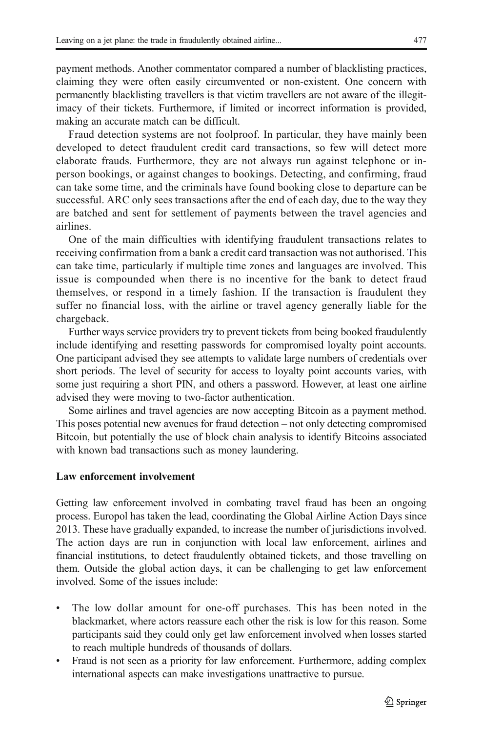payment methods. Another commentator compared a number of blacklisting practices, claiming they were often easily circumvented or non-existent. One concern with permanently blacklisting travellers is that victim travellers are not aware of the illegitimacy of their tickets. Furthermore, if limited or incorrect information is provided, making an accurate match can be difficult.

Fraud detection systems are not foolproof. In particular, they have mainly been developed to detect fraudulent credit card transactions, so few will detect more elaborate frauds. Furthermore, they are not always run against telephone or in-person bookings, or against changes to bookings. Detecting, and confirming, fraud can take some time, and the criminals have found booking close to departure can be successful. ARC only sees transactions after the end of each day, due to the way they are batched and sent for settlement of payments between the travel agencies and airlines.

One of the main difficulties with identifying fraudulent transactions relates to receiving confirmation from a bank a credit card transaction was not authorised. This can take time, particularly if multiple time zones and languages are involved. This issue is compounded when there is no incentive for the bank to detect fraud themselves, or respond in a timely fashion. If the transaction is fraudulent they suffer no financial loss, with the airline or travel agency generally liable for the chargeback.

Further ways service providers try to prevent tickets from being booked fraudulently include identifying and resetting passwords for compromised loyalty point accounts. One participant advised they see attempts to validate large numbers of credentials over short periods. The level of security for access to loyalty point accounts varies, with some just requiring a short PIN, and others a password. However, at least one airline advised they were moving to two-factor authentication.

Some airlines and travel agencies are now accepting Bitcoin as a payment method. This poses potential new avenues for fraud detection – not only detecting compromised Bitcoin, but potentially the use of block chain analysis to identify Bitcoins associated with known bad transactions such as money laundering.

### Law enforcement involvement

Getting law enforcement involved in combating travel fraud has been an ongoing process. Europol has taken the lead, coordinating the Global Airline Action Days since 2013. These have gradually expanded, to increase the number of jurisdictions involved. The action days are run in conjunction with local law enforcement, airlines and financial institutions, to detect fraudulently obtained tickets, and those travelling on them. Outside the global action days, it can be challenging to get law enforcement involved. Some of the issues include:

- The low dollar amount for one-off purchases. This has been noted in the blackmarket, where actors reassure each other the risk is low for this reason. Some participants said they could only get law enforcement involved when losses started to reach multiple hundreds of thousands of dollars.
- Fraud is not seen as a priority for law enforcement. Furthermore, adding complex international aspects can make investigations unattractive to pursue.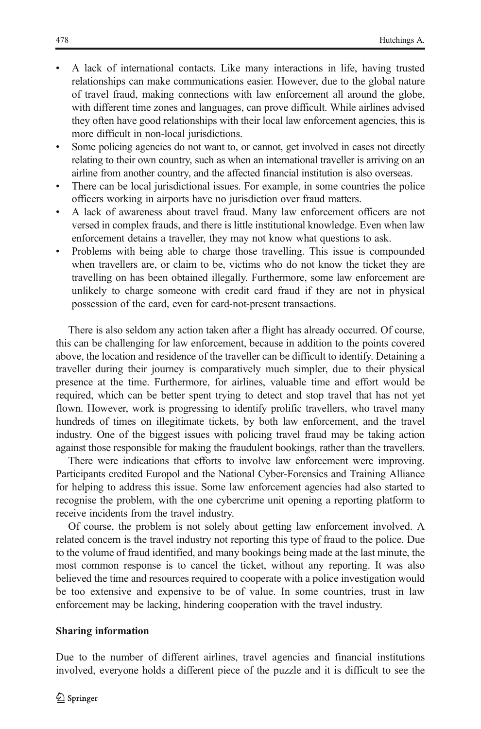- A lack of international contacts. Like many interactions in life, having trusted relationships can make communications easier. However, due to the global nature of travel fraud, making connections with law enforcement all around the globe, with different time zones and languages, can prove difficult. While airlines advised they often have good relationships with their local law enforcement agencies, this is more difficult in non-local jurisdictions.
- Some policing agencies do not want to, or cannot, get involved in cases not directly relating to their own country, such as when an international traveller is arriving on an airline from another country, and the affected financial institution is also overseas.
- There can be local jurisdictional issues. For example, in some countries the police officers working in airports have no jurisdiction over fraud matters.
- A lack of awareness about travel fraud. Many law enforcement officers are not versed in complex frauds, and there is little institutional knowledge. Even when law enforcement detains a traveller, they may not know what questions to ask.
- Problems with being able to charge those travelling. This issue is compounded when travellers are, or claim to be, victims who do not know the ticket they are travelling on has been obtained illegally. Furthermore, some law enforcement are unlikely to charge someone with credit card fraud if they are not in physical possession of the card, even for card-not-present transactions.

There is also seldom any action taken after a flight has already occurred. Of course, this can be challenging for law enforcement, because in addition to the points covered above, the location and residence of the traveller can be difficult to identify. Detaining a traveller during their journey is comparatively much simpler, due to their physical presence at the time. Furthermore, for airlines, valuable time and effort would be required, which can be better spent trying to detect and stop travel that has not yet flown. However, work is progressing to identify prolific travellers, who travel many hundreds of times on illegitimate tickets, by both law enforcement, and the travel industry. One of the biggest issues with policing travel fraud may be taking action against those responsible for making the fraudulent bookings, rather than the travellers.

There were indications that efforts to involve law enforcement were improving. Participants credited Europol and the National Cyber-Forensics and Training Alliance for helping to address this issue. Some law enforcement agencies had also started to recognise the problem, with the one cybercrime unit opening a reporting platform to receive incidents from the travel industry.

Of course, the problem is not solely about getting law enforcement involved. A related concern is the travel industry not reporting this type of fraud to the police. Due to the volume of fraud identified, and many bookings being made at the last minute, the most common response is to cancel the ticket, without any reporting. It was also believed the time and resources required to cooperate with a police investigation would be too extensive and expensive to be of value. In some countries, trust in law enforcement may be lacking, hindering cooperation with the travel industry.

**Sharing information**

Due to the number of different airlines, travel agencies and financial institutions involved, everyone holds a different piece of the puzzle and it is difficult to see the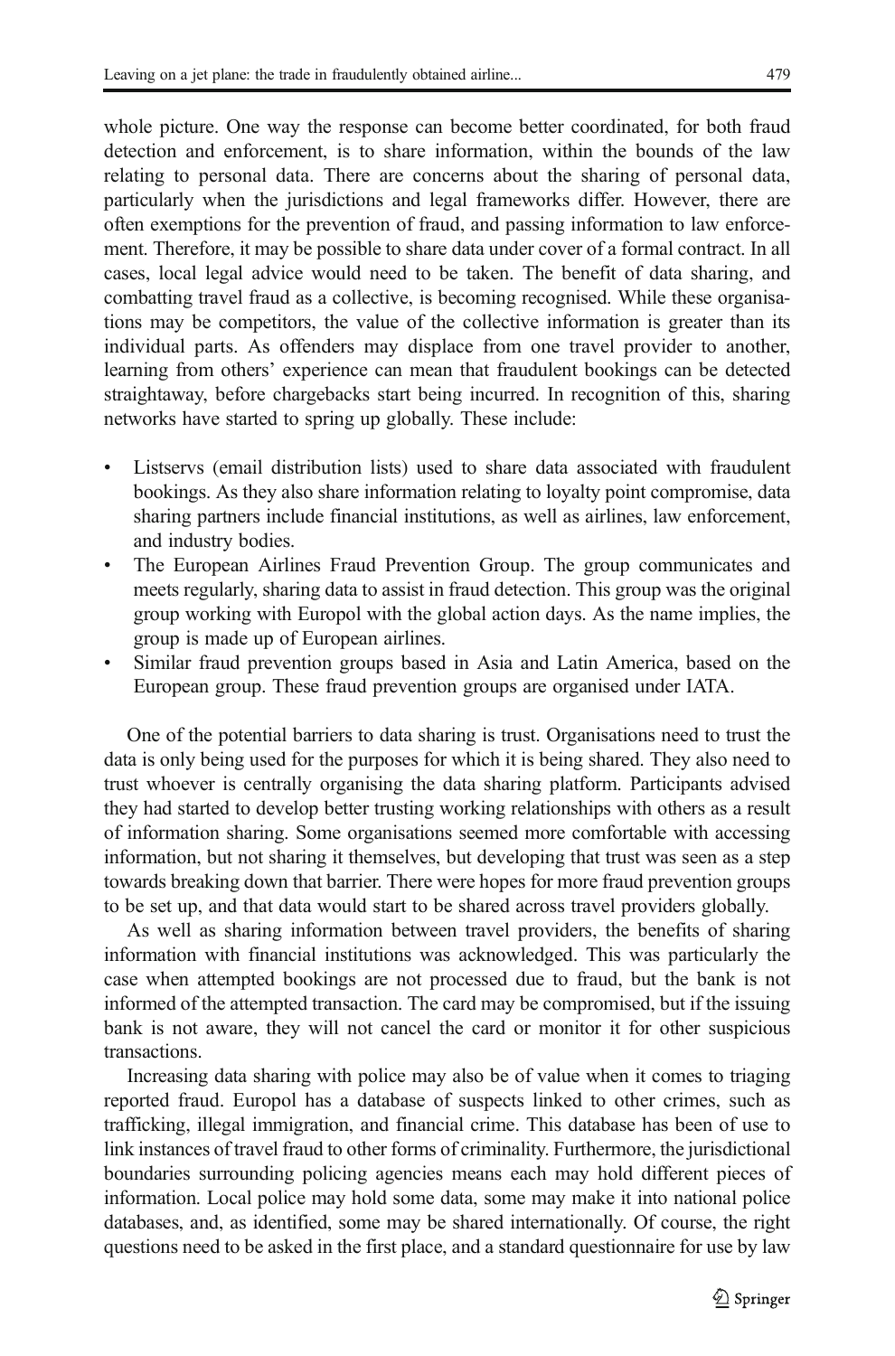whole picture. One way the response can become better coordinated, for both fraud detection and enforcement, is to share information, within the bounds of the law relating to personal data. There are concerns about the sharing of personal data, particularly when the jurisdictions and legal frameworks differ. However, there are often exemptions for the prevention of fraud, and passing information to law enforcement. Therefore, it may be possible to share data under cover of a formal contract. In all cases, local legal advice would need to be taken. The benefit of data sharing, and combatting travel fraud as a collective, is becoming recognised. While these organisations may be competitors, the value of the collective information is greater than its individual parts. As offenders may displace from one travel provider to another, learning from others' experience can mean that fraudulent bookings can be detected straightaway, before chargebacks start being incurred. In recognition of this, sharing networks have started to spring up globally. These include:

- Listservs (email distribution lists) used to share data associated with fraudulent bookings. As they also share information relating to loyalty point compromise, data sharing partners include financial institutions, as well as airlines, law enforcement, and industry bodies.
- The European Airlines Fraud Prevention Group. The group communicates and meets regularly, sharing data to assist in fraud detection. This group was the original group working with Europol with the global action days. As the name implies, the group is made up of European airlines.
- Similar fraud prevention groups based in Asia and Latin America, based on the European group. These fraud prevention groups are organised under IATA.

One of the potential barriers to data sharing is trust. Organisations need to trust the data is only being used for the purposes for which it is being shared. They also need to trust whoever is centrally organising the data sharing platform. Participants advised they had started to develop better trusting working relationships with others as a result of information sharing. Some organisations seemed more comfortable with accessing information, but not sharing it themselves, but developing that trust was seen as a step towards breaking down that barrier. There were hopes for more fraud prevention groups to be set up, and that data would start to be shared across travel providers globally.

As well as sharing information between travel providers, the benefits of sharing information with financial institutions was acknowledged. This was particularly the case when attempted bookings are not processed due to fraud, but the bank is not informed of the attempted transaction. The card may be compromised, but if the issuing bank is not aware, they will not cancel the card or monitor it for other suspicious transactions.

Increasing data sharing with police may also be of value when it comes to triaging reported fraud. Europol has a database of suspects linked to other crimes, such as trafficking, illegal immigration, and financial crime. This database has been of use to link instances of travel fraud to other forms of criminality. Furthermore, the jurisdictional boundaries surrounding policing agencies means each may hold different pieces of information. Local police may hold some data, some may make it into national police databases, and, as identified, some may be shared internationally. Of course, the right questions need to be asked in the first place, and a standard questionnaire for use by law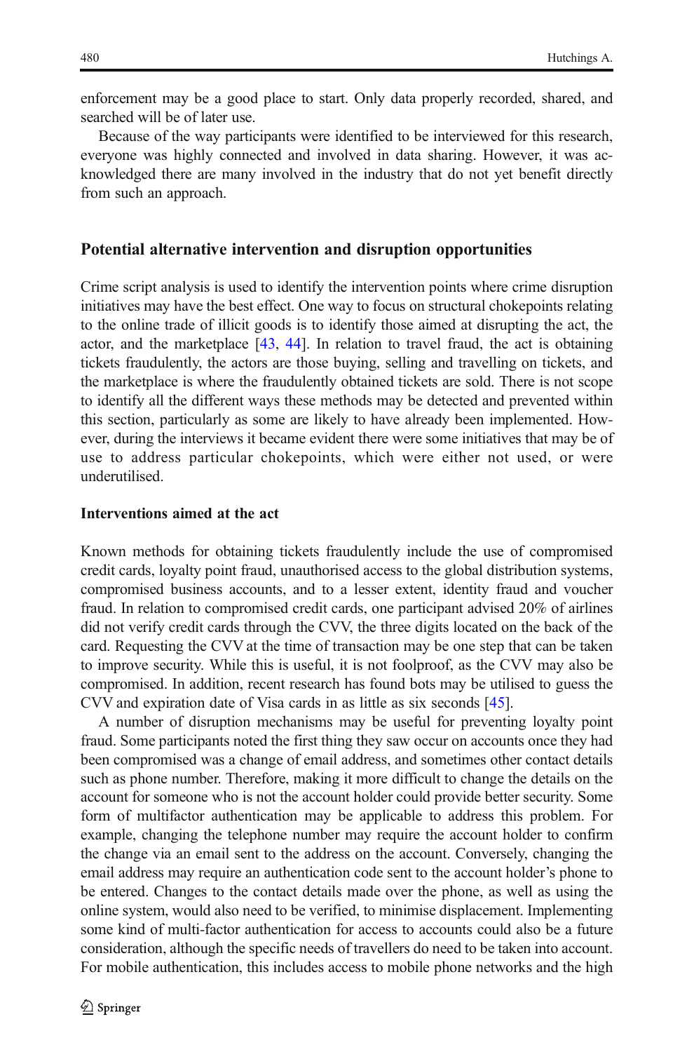enforcement may be a good place to start. Only data properly recorded, shared, and searched will be of later use.

Because of the way participants were identified to be interviewed for this research, everyone was highly connected and involved in data sharing. However, it was acknowledged there are many involved in the industry that do not yet benefit directly from such an approach.

## Potential alternative intervention and disruption opportunities

Crime script analysis is used to identify the intervention points where crime disruption initiatives may have the best effect. One way to focus on structural chokepoints relating to the online trade of illicit goods is to identify those aimed at disrupting the act, the actor, and the marketplace [43, 44]. In relation to travel fraud, the act is obtaining tickets fraudulently, the actors are those buying, selling and travelling on tickets, and the marketplace is where the fraudulently obtained tickets are sold. There is not scope to identify all the different ways these methods may be detected and prevented within this section, particularly as some are likely to have already been implemented. However, during the interviews it became evident there were some initiatives that may be of use to address particular chokepoints, which were either not used, or were underutilised.

### Interventions aimed at the act

Known methods for obtaining tickets fraudulently include the use of compromised credit cards, loyalty point fraud, unauthorised access to the global distribution systems, compromised business accounts, and to a lesser extent, identity fraud and voucher fraud. In relation to compromised credit cards, one participant advised 20% of airlines did not verify credit cards through the CVV, the three digits located on the back of the card. Requesting the CVV at the time of transaction may be one step that can be taken to improve security. While this is useful, it is not foolproof, as the CVV may also be compromised. In addition, recent research has found bots may be utilised to guess the CVV and expiration date of Visa cards in as little as six seconds [45].

A number of disruption mechanisms may be useful for preventing loyalty point fraud. Some participants noted the first thing they saw occur on accounts once they had been compromised was a change of email address, and sometimes other contact details such as phone number. Therefore, making it more difficult to change the details on the account for someone who is not the account holder could provide better security. Some form of multifactor authentication may be applicable to address this problem. For example, changing the telephone number may require the account holder to confirm the change via an email sent to the address on the account. Conversely, changing the email address may require an authentication code sent to the account holder's phone to be entered. Changes to the contact details made over the phone, as well as using the online system, would also need to be verified, to minimise displacement. Implementing some kind of multi-factor authentication for access to accounts could also be a future consideration, although the specific needs of travellers do need to be taken into account. For mobile authentication, this includes access to mobile phone networks and the high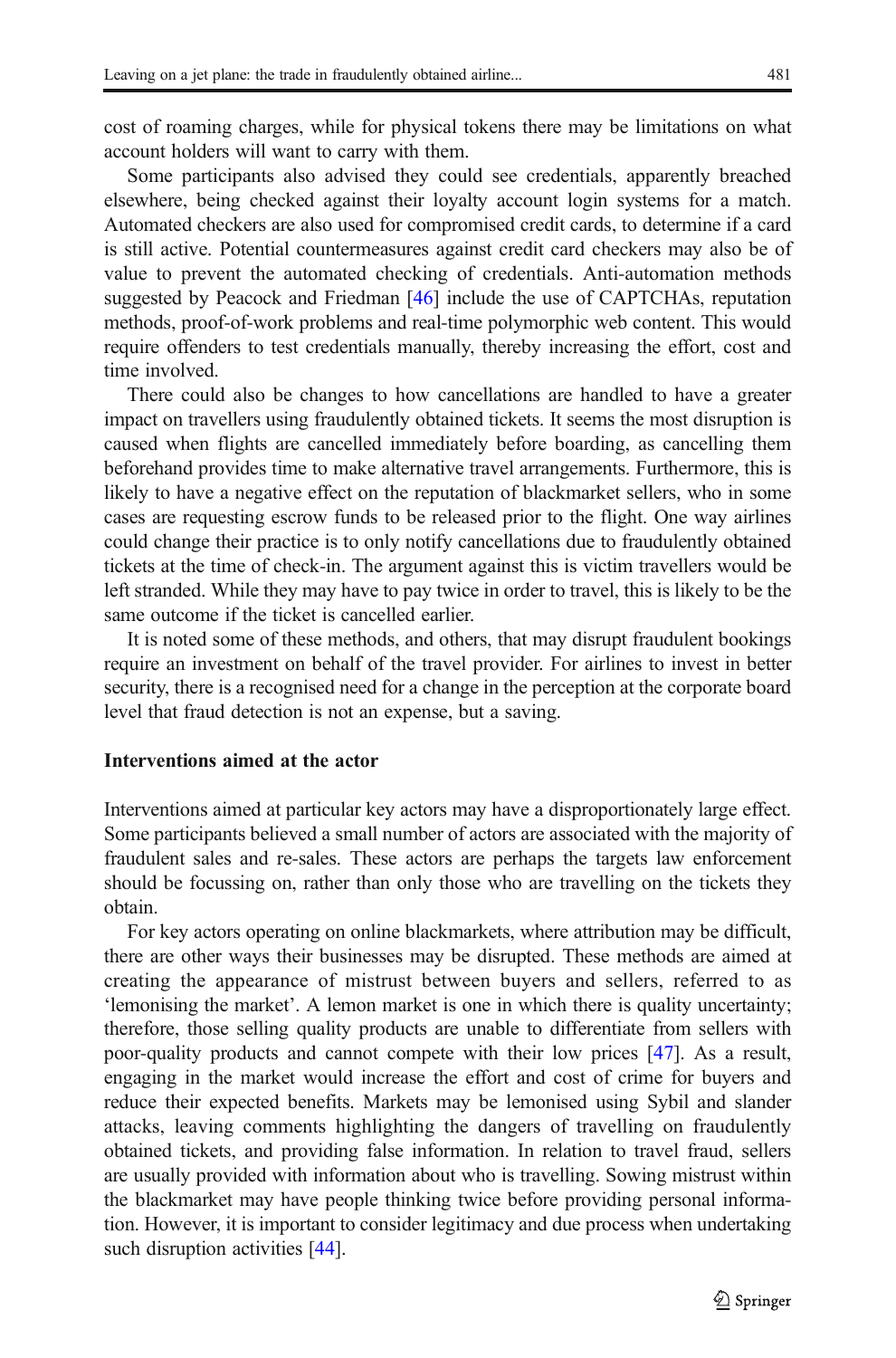cost of roaming charges, while for physical tokens there may be limitations on what account holders will want to carry with them.

Some participants also advised they could see credentials, apparently breached elsewhere, being checked against their loyalty account login systems for a match. Automated checkers are also used for compromised credit cards, to determine if a card is still active. Potential countermeasures against credit card checkers may also be of value to prevent the automated checking of credentials. Anti-automation methods suggested by Peacock and Friedman [46] include the use of CAPTCHAs, reputation methods, proof-of-work problems and real-time polymorphic web content. This would require offenders to test credentials manually, thereby increasing the effort, cost and time involved.

There could also be changes to how cancellations are handled to have a greater impact on travellers using fraudulently obtained tickets. It seems the most disruption is caused when flights are cancelled immediately before boarding, as cancelling them beforehand provides time to make alternative travel arrangements. Furthermore, this is likely to have a negative effect on the reputation of blackmarket sellers, who in some cases are requesting escrow funds to be released prior to the flight. One way airlines could change their practice is to only notify cancellations due to fraudulently obtained tickets at the time of check-in. The argument against this is victim travellers would be left stranded. While they may have to pay twice in order to travel, this is likely to be the same outcome if the ticket is cancelled earlier.

It is noted some of these methods, and others, that may disrupt fraudulent bookings require an investment on behalf of the travel provider. For airlines to invest in better security, there is a recognised need for a change in the perception at the corporate board level that fraud detection is not an expense, but a saving.

### Interventions aimed at the actor

Interventions aimed at particular key actors may have a disproportionately large effect. Some participants believed a small number of actors are associated with the majority of fraudulent sales and re-sales. These actors are perhaps the targets law enforcement should be focussing on, rather than only those who are travelling on the tickets they obtain.

For key actors operating on online blackmarkets, where attribution may be difficult, there are other ways their businesses may be disrupted. These methods are aimed at creating the appearance of mistrust between buyers and sellers, referred to as 'lemonising the market'. A lemon market is one in which there is quality uncertainty; therefore, those selling quality products are unable to differentiate from sellers with poor-quality products and cannot compete with their low prices [47]. As a result, engaging in the market would increase the effort and cost of crime for buyers and reduce their expected benefits. Markets may be lemonised using Sybil and slander attacks, leaving comments highlighting the dangers of travelling on fraudulently obtained tickets, and providing false information. In relation to travel fraud, sellers are usually provided with information about who is travelling. Sowing mistrust within the blackmarket may have people thinking twice before providing personal information. However, it is important to consider legitimacy and due process when undertaking such disruption activities [44].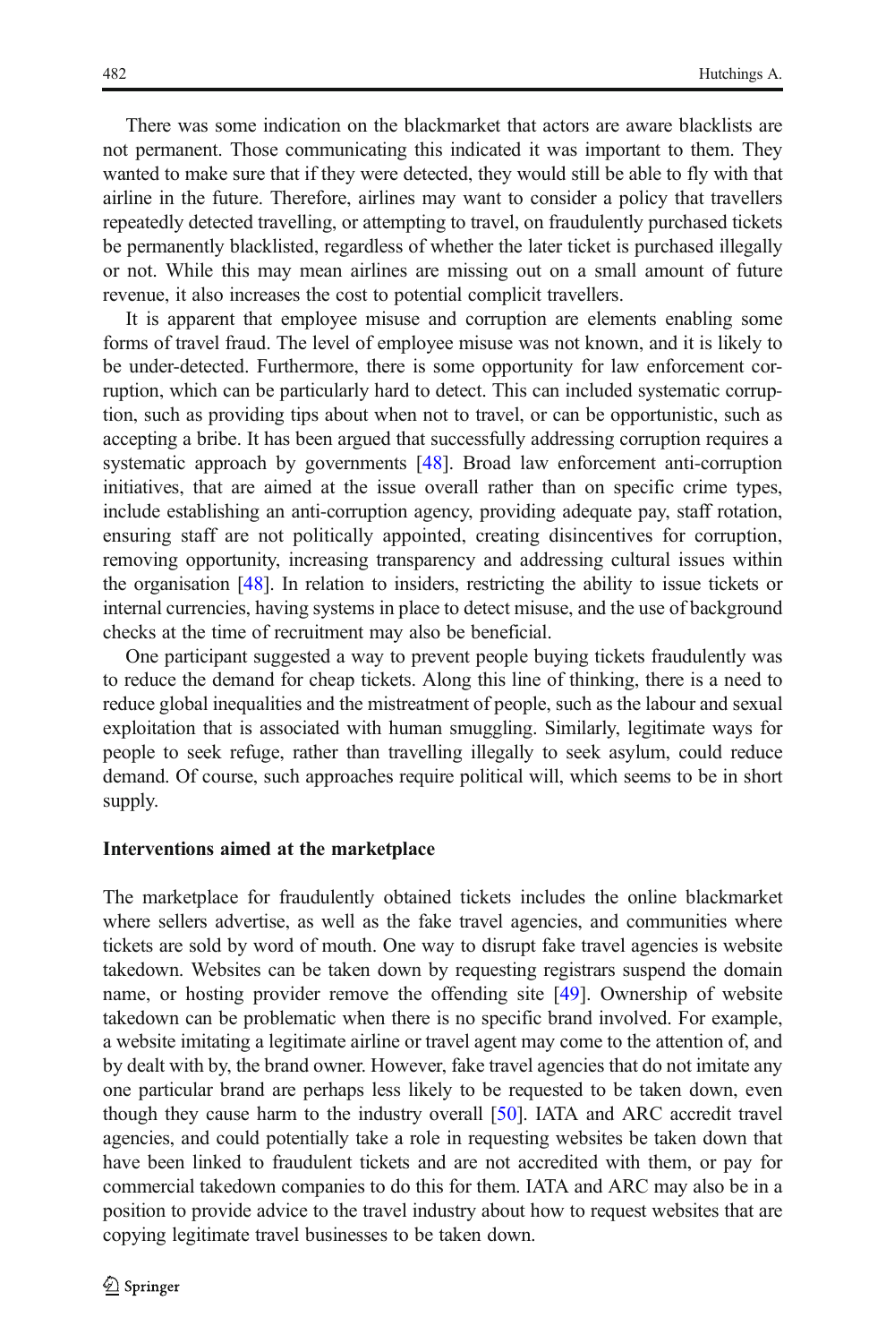There was some indication on the blackmarket that actors are aware blacklists are not permanent. Those communicating this indicated it was important to them. They wanted to make sure that if they were detected, they would still be able to fly with that airline in the future. Therefore, airlines may want to consider a policy that travellers repeatedly detected travelling, or attempting to travel, on fraudulently purchased tickets be permanently blacklisted, regardless of whether the later ticket is purchased illegally or not. While this may mean airlines are missing out on a small amount of future revenue, it also increases the cost to potential complicit travellers.

It is apparent that employee misuse and corruption are elements enabling some forms of travel fraud. The level of employee misuse was not known, and it is likely to be under-detected. Furthermore, there is some opportunity for law enforcement corruption, which can be particularly hard to detect. This can included systematic corruption, such as providing tips about when not to travel, or can be opportunistic, such as accepting a bribe. It has been argued that successfully addressing corruption requires a systematic approach by governments [48]. Broad law enforcement anti-corruption initiatives, that are aimed at the issue overall rather than on specific crime types, include establishing an anti-corruption agency, providing adequate pay, staff rotation, ensuring staff are not politically appointed, creating disincentives for corruption, removing opportunity, increasing transparency and addressing cultural issues within the organisation [48]. In relation to insiders, restricting the ability to issue tickets or internal currencies, having systems in place to detect misuse, and the use of background checks at the time of recruitment may also be beneficial.

One participant suggested a way to prevent people buying tickets fraudulently was to reduce the demand for cheap tickets. Along this line of thinking, there is a need to reduce global inequalities and the mistreatment of people, such as the labour and sexual exploitation that is associated with human smuggling. Similarly, legitimate ways for people to seek refuge, rather than travelling illegally to seek asylum, could reduce demand. Of course, such approaches require political will, which seems to be in short supply.

**Interventions aimed at the marketplace**

The marketplace for fraudulently obtained tickets includes the online blackmarket where sellers advertise, as well as the fake travel agencies, and communities where tickets are sold by word of mouth. One way to disrupt fake travel agencies is website takedown. Websites can be taken down by requesting registrars suspend the domain name, or hosting provider remove the offending site [49]. Ownership of website takedown can be problematic when there is no specific brand involved. For example, a website imitating a legitimate airline or travel agent may come to the attention of, and by dealt with by, the brand owner. However, fake travel agencies that do not imitate any one particular brand are perhaps less likely to be requested to be taken down, even though they cause harm to the industry overall [50]. IATA and ARC accredit travel agencies, and could potentially take a role in requesting websites be taken down that have been linked to fraudulent tickets and are not accredited with them, or pay for commercial takedown companies to do this for them. IATA and ARC may also be in a position to provide advice to the travel industry about how to request websites that are copying legitimate travel businesses to be taken down.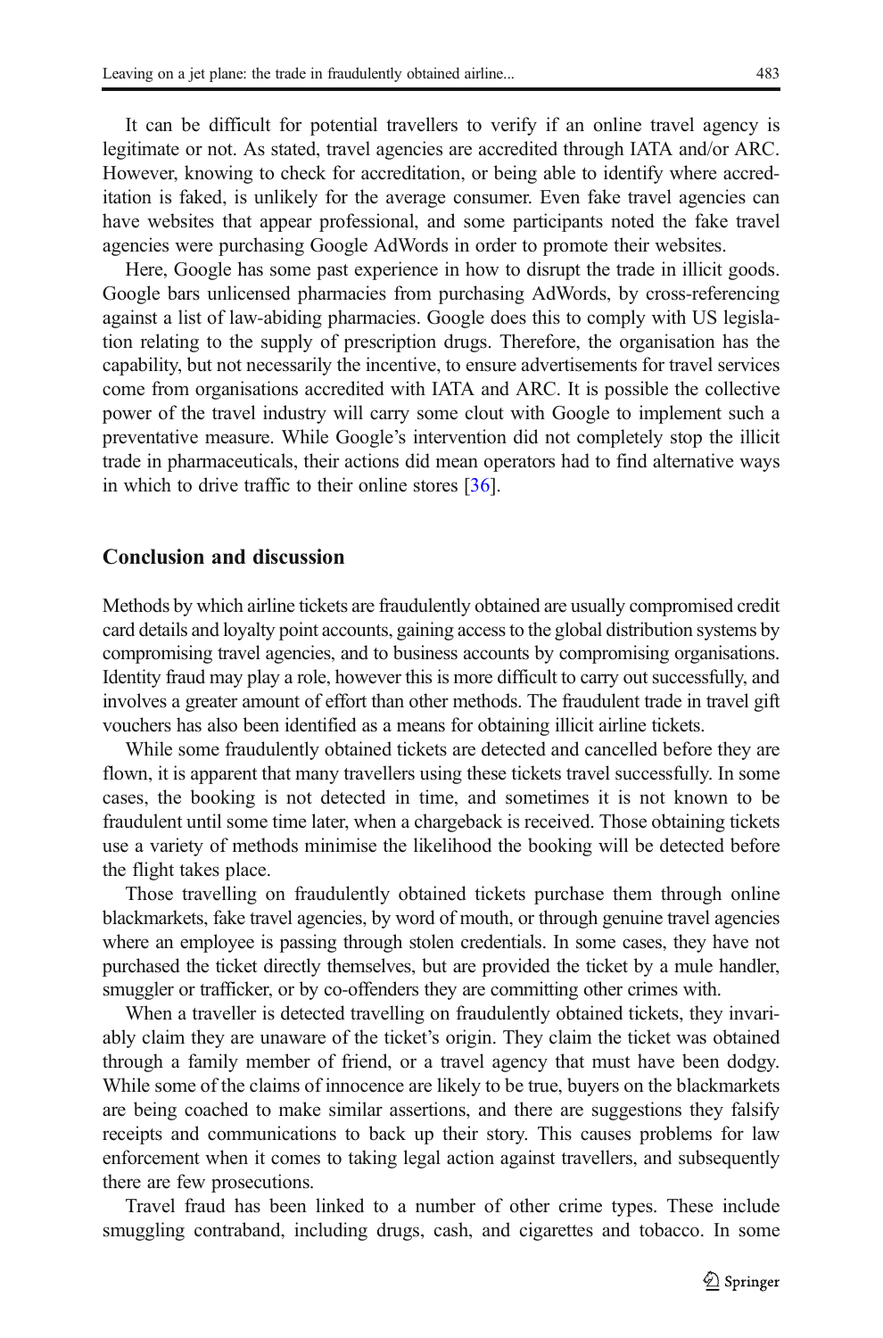It can be difficult for potential travellers to verify if an online travel agency is legitimate or not. As stated, travel agencies are accredited through IATA and/or ARC. However, knowing to check for accreditation, or being able to identify where accreditation is faked, is unlikely for the average consumer. Even fake travel agencies can have websites that appear professional, and some participants noted the fake travel agencies were purchasing Google AdWords in order to promote their websites.

Here, Google has some past experience in how to disrupt the trade in illicit goods. Google bars unlicensed pharmacies from purchasing AdWords, by cross-referencing against a list of law-abiding pharmacies. Google does this to comply with US legislation relating to the supply of prescription drugs. Therefore, the organisation has the capability, but not necessarily the incentive, to ensure advertisements for travel services come from organisations accredited with IATA and ARC. It is possible the collective power of the travel industry will carry some clout with Google to implement such a preventative measure. While Google's intervention did not completely stop the illicit trade in pharmaceuticals, their actions did mean operators had to find alternative ways in which to drive traffic to their online stores [36].

## Conclusion and discussion

Methods by which airline tickets are fraudulently obtained are usually compromised credit card details and loyalty point accounts, gaining access to the global distribution systems by compromising travel agencies, and to business accounts by compromising organisations. Identity fraud may play a role, however this is more difficult to carry out successfully, and involves a greater amount of effort than other methods. The fraudulent trade in travel gift vouchers has also been identified as a means for obtaining illicit airline tickets.

While some fraudulently obtained tickets are detected and cancelled before they are flown, it is apparent that many travellers using these tickets travel successfully. In some cases, the booking is not detected in time, and sometimes it is not known to be fraudulent until some time later, when a chargeback is received. Those obtaining tickets use a variety of methods minimise the likelihood the booking will be detected before the flight takes place.

Those travelling on fraudulently obtained tickets purchase them through online blackmarkets, fake travel agencies, by word of mouth, or through genuine travel agencies where an employee is passing through stolen credentials. In some cases, they have not purchased the ticket directly themselves, but are provided the ticket by a mule handler, smuggler or trafficker, or by co-offenders they are committing other crimes with.

When a traveller is detected travelling on fraudulently obtained tickets, they invariably claim they are unaware of the ticket's origin. They claim the ticket was obtained through a family member of friend, or a travel agency that must have been dodgy. While some of the claims of innocence are likely to be true, buyers on the blackmarkets are being coached to make similar assertions, and there are suggestions they falsify receipts and communications to back up their story. This causes problems for law enforcement when it comes to taking legal action against travellers, and subsequently there are few prosecutions.

Travel fraud has been linked to a number of other crime types. These include smuggling contraband, including drugs, cash, and cigarettes and tobacco. In some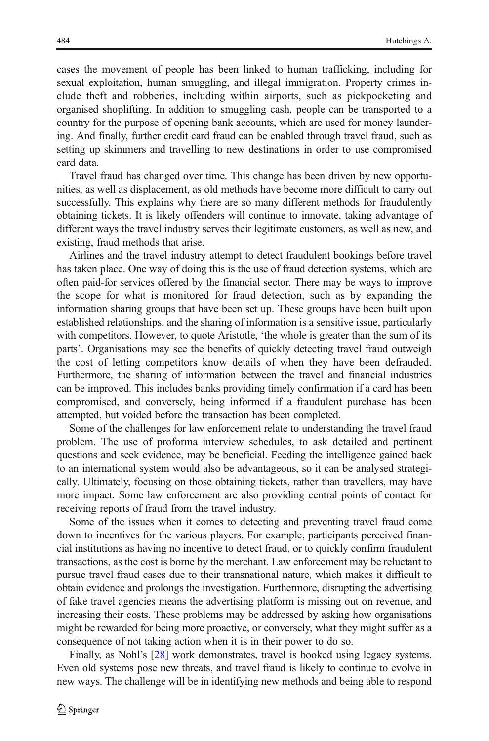cases the movement of people has been linked to human trafficking, including for sexual exploitation, human smuggling, and illegal immigration. Property crimes include theft and robberies, including within airports, such as pickpocketing and organised shoplifting. In addition to smuggling cash, people can be transported to a country for the purpose of opening bank accounts, which are used for money laundering. And finally, further credit card fraud can be enabled through travel fraud, such as setting up skimmers and travelling to new destinations in order to use compromised card data.

Travel fraud has changed over time. This change has been driven by new opportunities, as well as displacement, as old methods have become more difficult to carry out successfully. This explains why there are so many different methods for fraudulently obtaining tickets. It is likely offenders will continue to innovate, taking advantage of different ways the travel industry serves their legitimate customers, as well as new, and existing, fraud methods that arise.

Airlines and the travel industry attempt to detect fraudulent bookings before travel has taken place. One way of doing this is the use of fraud detection systems, which are often paid-for services offered by the financial sector. There may be ways to improve the scope for what is monitored for fraud detection, such as by expanding the information sharing groups that have been set up. These groups have been built upon established relationships, and the sharing of information is a sensitive issue, particularly with competitors. However, to quote Aristotle, 'the whole is greater than the sum of its parts'. Organisations may see the benefits of quickly detecting travel fraud outweigh the cost of letting competitors know details of when they have been defrauded. Furthermore, the sharing of information between the travel and financial industries can be improved. This includes banks providing timely confirmation if a card has been compromised, and conversely, being informed if a fraudulent purchase has been attempted, but voided before the transaction has been completed.

Some of the challenges for law enforcement relate to understanding the travel fraud problem. The use of proforma interview schedules, to ask detailed and pertinent questions and seek evidence, may be beneficial. Feeding the intelligence gained back to an international system would also be advantageous, so it can be analysed strategically. Ultimately, focusing on those obtaining tickets, rather than travellers, may have more impact. Some law enforcement are also providing central points of contact for receiving reports of fraud from the travel industry.

Some of the issues when it comes to detecting and preventing travel fraud come down to incentives for the various players. For example, participants perceived financial institutions as having no incentive to detect fraud, or to quickly confirm fraudulent transactions, as the cost is borne by the merchant. Law enforcement may be reluctant to pursue travel fraud cases due to their transnational nature, which makes it difficult to obtain evidence and prolongs the investigation. Furthermore, disrupting the advertising of fake travel agencies means the advertising platform is missing out on revenue, and increasing their costs. These problems may be addressed by asking how organisations might be rewarded for being more proactive, or conversely, what they might suffer as a consequence of not taking action when it is in their power to do so.

Finally, as Nohl's [28] work demonstrates, travel is booked using legacy systems. Even old systems pose new threats, and travel fraud is likely to continue to evolve in new ways. The challenge will be in identifying new methods and being able to respond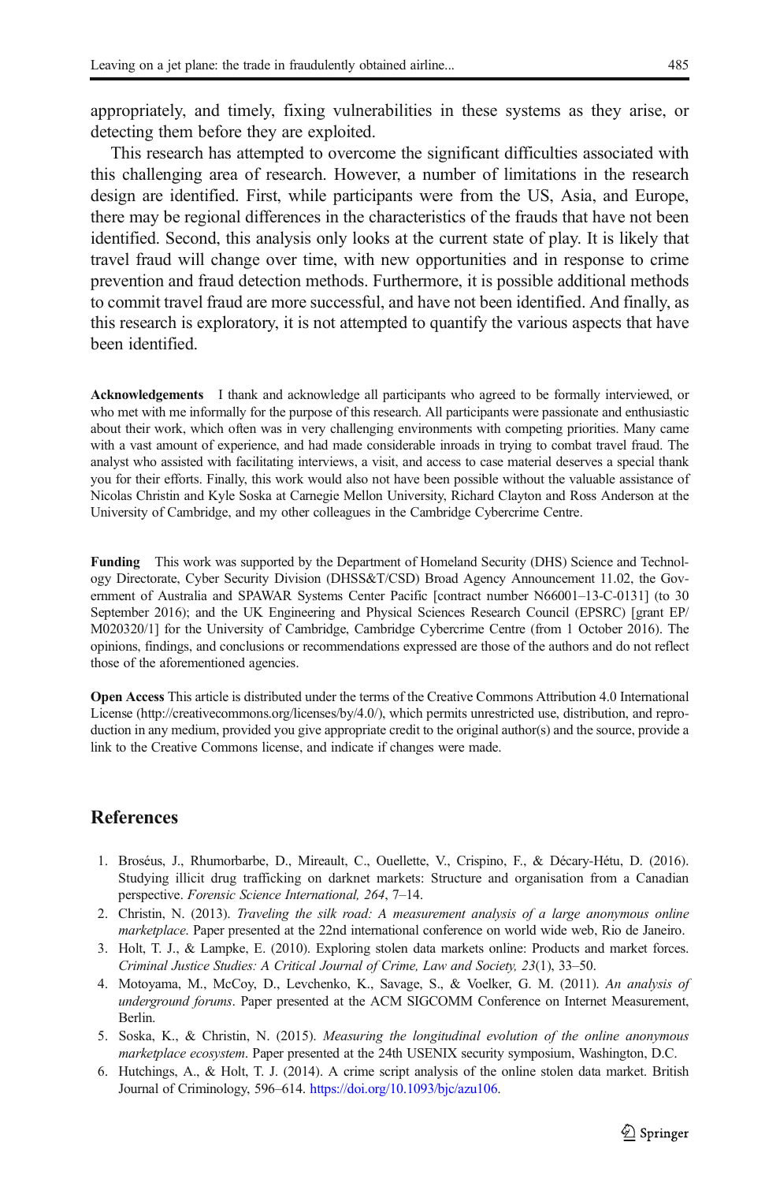appropriately, and timely, fixing vulnerabilities in these systems as they arise, or detecting them before they are exploited.

This research has attempted to overcome the significant difficulties associated with this challenging area of research. However, a number of limitations in the research design are identified. First, while participants were from the US, Asia, and Europe, there may be regional differences in the characteristics of the frauds that have not been identified. Second, this analysis only looks at the current state of play. It is likely that travel fraud will change over time, with new opportunities and in response to crime prevention and fraud detection methods. Furthermore, it is possible additional methods to commit travel fraud are more successful, and have not been identified. And finally, as this research is exploratory, it is not attempted to quantify the various aspects that have been identified.

**Acknowledgements** I thank and acknowledge all participants who agreed to be formally interviewed, or who met with me informally for the purpose of this research. All participants were passionate and enthusiastic about their work, which often was in very challenging environments with competing priorities. Many came with a vast amount of experience, and had made considerable inroads in trying to combat travel fraud. The analyst who assisted with facilitating interviews, a visit, and access to case material deserves a special thank you for their efforts. Finally, this work would also not have been possible without the valuable assistance of Nicolas Christin and Kyle Soska at Carnegie Mellon University, Richard Clayton and Ross Anderson at the University of Cambridge, and my other colleagues in the Cambridge Cybercrime Centre.

**Funding** This work was supported by the Department of Homeland Security (DHS) Science and Technology Directorate, Cyber Security Division (DHSS&T/CSD) Broad Agency Announcement 11.02, the Government of Australia and SPAWAR Systems Center Pacific [contract number N66001–13-C-0131] (to 30 September 2016); and the UK Engineering and Physical Sciences Research Council (EPSRC) [grant EP/M020320/1] for the University of Cambridge, Cambridge Cybercrime Centre (from 1 October 2016). The opinions, findings, and conclusions or recommendations expressed are those of the authors and do not reflect those of the aforementioned agencies.

**Open Access** This article is distributed under the terms of the Creative Commons Attribution 4.0 International License (http://creativecommons.org/licenses/by/4.0/), which permits unrestricted use, distribution, and reproduction in any medium, provided you give appropriate credit to the original author(s) and the source, provide a link to the Creative Commons license, and indicate if changes were made.

## References

1. Broséus, J., Rhumorbarbe, D., Mireault, C., Ouellette, V., Crispino, F., & Décary-Hétu, D. (2016). Studying illicit drug trafficking on darknet markets: Structure and organisation from a Canadian perspective. *Forensic Science International, 264*, 7–14.
2. Christin, N. (2013). *Traveling the silk road: A measurement analysis of a large anonymous online marketplace*. Paper presented at the 22nd international conference on world wide web, Rio de Janeiro.
3. Holt, T. J., & Lampke, E. (2010). Exploring stolen data markets online: Products and market forces. *Criminal Justice Studies: A Critical Journal of Crime, Law and Society, 23*(1), 33–50.
4. Motoyama, M., McCoy, D., Levchenko, K., Savage, S., & Voelker, G. M. (2011). *An analysis of underground forums*. Paper presented at the ACM SIGCOMM Conference on Internet Measurement, Berlin.
5. Soska, K., & Christin, N. (2015). *Measuring the longitudinal evolution of the online anonymous marketplace ecosystem*. Paper presented at the 24th USENIX security symposium, Washington, D.C.
6. Hutchings, A., & Holt, T. J. (2014). A crime script analysis of the online stolen data market. British Journal of Criminology, 596–614. https://doi.org/10.1093/bjc/azu106.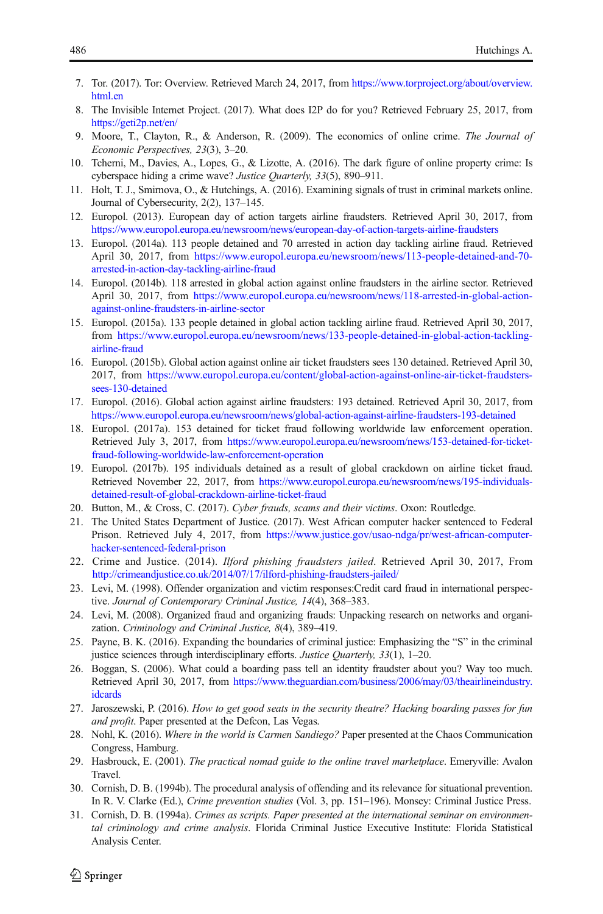7. Tor. (2017). Tor: Overview. Retrieved March 24, 2017, from https://www.torproject.org/about/overview.html.en
8. The Invisible Internet Project. (2017). What does I2P do for you? Retrieved February 25, 2017, from https://geti2p.net/en/
9. Moore, T., Clayton, R., & Anderson, R. (2009). The economics of online crime. *The Journal of Economic Perspectives, 23*(3), 3–20.
10. Tcherni, M., Davies, A., Lopes, G., & Lizotte, A. (2016). The dark figure of online property crime: Is cyberspace hiding a crime wave? *Justice Quarterly, 33*(5), 890–911.
11. Holt, T. J., Smirnova, O., & Hutchings, A. (2016). Examining signals of trust in criminal markets online. Journal of Cybersecurity, 2(2), 137–145.
12. Europol. (2013). European day of action targets airline fraudsters. Retrieved April 30, 2017, from https://www.europol.europa.eu/newsroom/news/european-day-of-action-targets-airline-fraudsters
13. Europol. (2014a). 113 people detained and 70 arrested in action day tackling airline fraud. Retrieved April 30, 2017, from https://www.europol.europa.eu/newsroom/news/113-people-detained-and-70-arrested-in-action-day-tackling-airline-fraud
14. Europol. (2014b). 118 arrested in global action against online fraudsters in the airline sector. Retrieved April 30, 2017, from https://www.europol.europa.eu/newsroom/news/118-arrested-in-global-action-against-online-fraudsters-in-airline-sector
15. Europol. (2015a). 133 people detained in global action tackling airline fraud. Retrieved April 30, 2017, from https://www.europol.europa.eu/newsroom/news/133-people-detained-in-global-action-tackling-airline-fraud
16. Europol. (2015b). Global action against online air ticket fraudsters sees 130 detained. Retrieved April 30, 2017, from https://www.europol.europa.eu/content/global-action-against-online-air-ticket-fraudsters-sees-130-detained
17. Europol. (2016). Global action against airline fraudsters: 193 detained. Retrieved April 30, 2017, from https://www.europol.europa.eu/newsroom/news/global-action-against-airline-fraudsters-193-detained
18. Europol. (2017a). 153 detained for ticket fraud following worldwide law enforcement operation. Retrieved July 3, 2017, from https://www.europol.europa.eu/newsroom/news/153-detained-for-ticket-fraud-following-worldwide-law-enforcement-operation
19. Europol. (2017b). 195 individuals detained as a result of global crackdown on airline ticket fraud. Retrieved November 22, 2017, from https://www.europol.europa.eu/newsroom/news/195-individuals-detained-result-of-global-crackdown-airline-ticket-fraud
20. Button, M., & Cross, C. (2017). *Cyber frauds, scams and their victims*. Oxon: Routledge.
21. The United States Department of Justice. (2017). West African computer hacker sentenced to Federal Prison. Retrieved July 4, 2017, from https://www.justice.gov/usao-ndga/pr/west-african-computer-hacker-sentenced-federal-prison
22. Crime and Justice. (2014). *Ilford phishing fraudsters jailed*. Retrieved April 30, 2017, From http://crimeandjustice.co.uk/2014/07/17/ilford-phishing-fraudsters-jailed/
23. Levi, M. (1998). Offender organization and victim responses:Credit card fraud in international perspective. *Journal of Contemporary Criminal Justice, 14*(4), 368–383.
24. Levi, M. (2008). Organized fraud and organizing frauds: Unpacking research on networks and organization. *Criminology and Criminal Justice, 8*(4), 389–419.
25. Payne, B. K. (2016). Expanding the boundaries of criminal justice: Emphasizing the "S" in the criminal justice sciences through interdisciplinary efforts. *Justice Quarterly, 33*(1), 1–20.
26. Boggan, S. (2006). What could a boarding pass tell an identity fraudster about you? Way too much. Retrieved April 30, 2017, from https://www.theguardian.com/business/2006/may/03/theairlineindustry.idcards
27. Jaroszewski, P. (2016). *How to get good seats in the security theatre? Hacking boarding passes for fun and profit*. Paper presented at the Defcon, Las Vegas.
28. Nohl, K. (2016). *Where in the world is Carmen Sandiego?* Paper presented at the Chaos Communication Congress, Hamburg.
29. Hasbrouck, E. (2001). *The practical nomad guide to the online travel marketplace*. Emeryville: Avalon Travel.
30. Cornish, D. B. (1994b). The procedural analysis of offending and its relevance for situational prevention. In R. V. Clarke (Ed.), *Crime prevention studies* (Vol. 3, pp. 151–196). Monsey: Criminal Justice Press.
31. Cornish, D. B. (1994a). *Crimes as scripts. Paper presented at the international seminar on environmental criminology and crime analysis*. Florida Criminal Justice Executive Institute: Florida Statistical Analysis Center.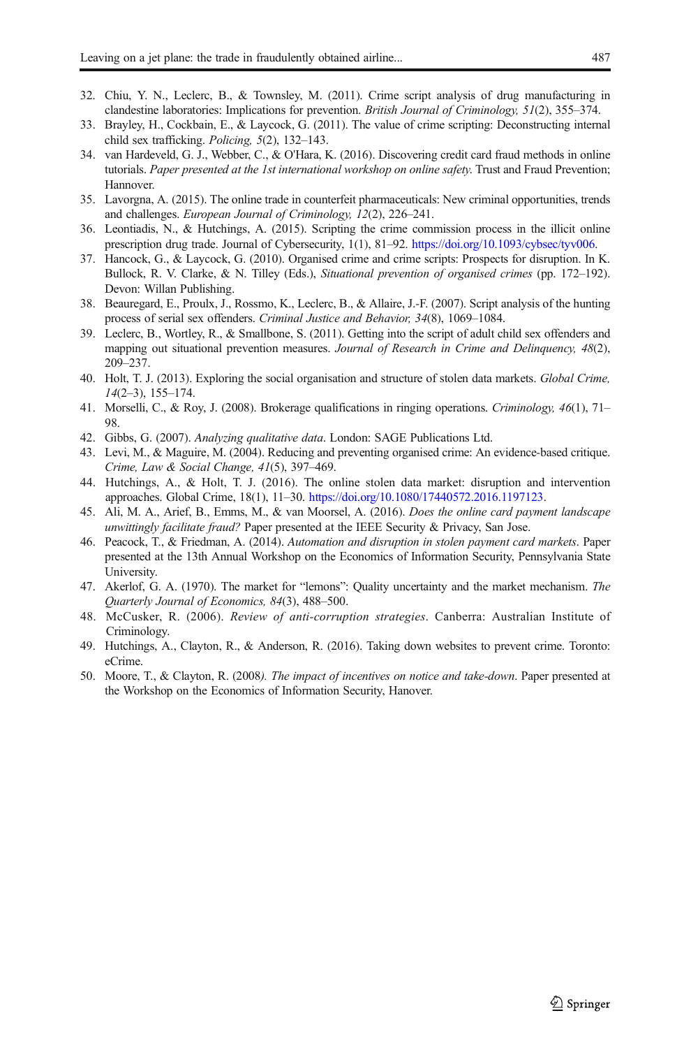32. Chiu, Y. N., Leclerc, B., & Townsley, M. (2011). Crime script analysis of drug manufacturing in clandestine laboratories: Implications for prevention. *British Journal of Criminology, 51*(2), 355–374.
33. Brayley, H., Cockbain, E., & Laycock, G. (2011). The value of crime scripting: Deconstructing internal child sex trafficking. *Policing, 5*(2), 132–143.
34. van Hardeveld, G. J., Webber, C., & O'Hara, K. (2016). Discovering credit card fraud methods in online tutorials. *Paper presented at the 1st international workshop on online safety*. Trust and Fraud Prevention; Hannover.
35. Lavorgna, A. (2015). The online trade in counterfeit pharmaceuticals: New criminal opportunities, trends and challenges. *European Journal of Criminology, 12*(2), 226–241.
36. Leontiadis, N., & Hutchings, A. (2015). Scripting the crime commission process in the illicit online prescription drug trade. Journal of Cybersecurity, 1(1), 81–92. https://doi.org/10.1093/cybsec/tyv006.
37. Hancock, G., & Laycock, G. (2010). Organised crime and crime scripts: Prospects for disruption. In K. Bullock, R. V. Clarke, & N. Tilley (Eds.), *Situational prevention of organised crimes* (pp. 172–192). Devon: Willan Publishing.
38. Beauregard, E., Proulx, J., Rossmo, K., Leclerc, B., & Allaire, J.-F. (2007). Script analysis of the hunting process of serial sex offenders. *Criminal Justice and Behavior, 34*(8), 1069–1084.
39. Leclerc, B., Wortley, R., & Smallbone, S. (2011). Getting into the script of adult child sex offenders and mapping out situational prevention measures. *Journal of Research in Crime and Delinquency, 48*(2), 209–237.
40. Holt, T. J. (2013). Exploring the social organisation and structure of stolen data markets. *Global Crime, 14*(2–3), 155–174.
41. Morselli, C., & Roy, J. (2008). Brokerage qualifications in ringing operations. *Criminology, 46*(1), 71–98.
42. Gibbs, G. (2007). *Analyzing qualitative data*. London: SAGE Publications Ltd.
43. Levi, M., & Maguire, M. (2004). Reducing and preventing organised crime: An evidence-based critique. *Crime, Law & Social Change, 41*(5), 397–469.
44. Hutchings, A., & Holt, T. J. (2016). The online stolen data market: disruption and intervention approaches. Global Crime, 18(1), 11–30. https://doi.org/10.1080/17440572.2016.1197123.
45. Ali, M. A., Arief, B., Emms, M., & van Moorsel, A. (2016). *Does the online card payment landscape unwittingly facilitate fraud?* Paper presented at the IEEE Security & Privacy, San Jose.
46. Peacock, T., & Friedman, A. (2014). *Automation and disruption in stolen payment card markets*. Paper presented at the 13th Annual Workshop on the Economics of Information Security, Pennsylvania State University.
47. Akerlof, G. A. (1970). The market for "lemons": Quality uncertainty and the market mechanism. *The Quarterly Journal of Economics, 84*(3), 488–500.
48. McCusker, R. (2006). *Review of anti-corruption strategies*. Canberra: Australian Institute of Criminology.
49. Hutchings, A., Clayton, R., & Anderson, R. (2016). Taking down websites to prevent crime. Toronto: eCrime.
50. Moore, T., & Clayton, R. (2008*). The impact of incentives on notice and take-down*. Paper presented at the Workshop on the Economics of Information Security, Hanover.